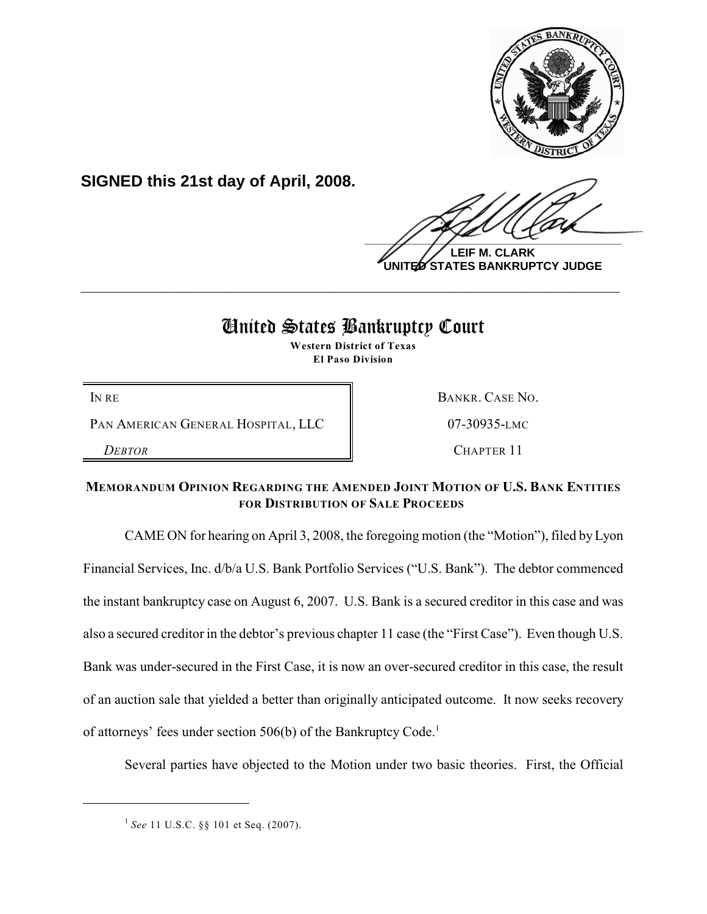**SIGNED this 21st day of April, 2008.**

**LEIF M. CLARK**
**UNITED STATES BANKRUPTCY JUDGE**

---

# United States Bankruptcy Court

**Western District of Texas**
**El Paso Division**

| | |
|---|---|
| IN RE | BANKR. CASE NO. |
| PAN AMERICAN GENERAL HOSPITAL, LLC | 07-30935-LMC |
| *DEBTOR* | CHAPTER 11 |

## MEMORANDUM OPINION REGARDING THE AMENDED JOINT MOTION OF U.S. BANK ENTITIES FOR DISTRIBUTION OF SALE PROCEEDS

CAME ON for hearing on April 3, 2008, the foregoing motion (the "Motion"), filed by Lyon Financial Services, Inc. d/b/a U.S. Bank Portfolio Services ("U.S. Bank"). The debtor commenced the instant bankruptcy case on August 6, 2007. U.S. Bank is a secured creditor in this case and was also a secured creditor in the debtor's previous chapter 11 case (the "First Case"). Even though U.S. Bank was under-secured in the First Case, it is now an over-secured creditor in this case, the result of an auction sale that yielded a better than originally anticipated outcome. It now seeks recovery of attorneys' fees under section 506(b) of the Bankruptcy Code.[1]

Several parties have objected to the Motion under two basic theories. First, the Official

---

[1] *See* 11 U.S.C. §§ 101 et Seq. (2007).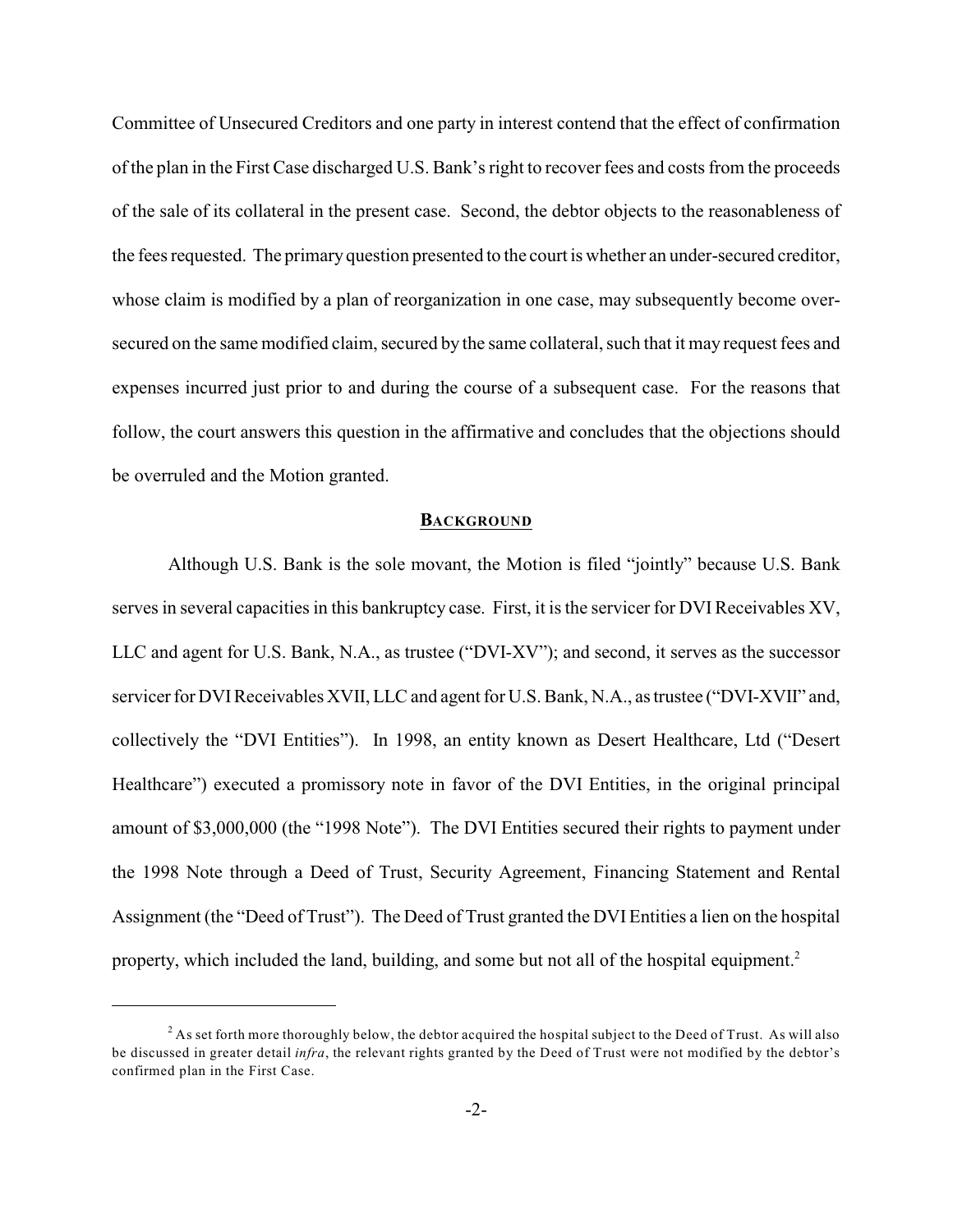Committee of Unsecured Creditors and one party in interest contend that the effect of confirmation of the plan in the First Case discharged U.S. Bank's right to recover fees and costs from the proceeds of the sale of its collateral in the present case. Second, the debtor objects to the reasonableness of the fees requested. The primary question presented to the court is whether an under-secured creditor, whose claim is modified by a plan of reorganization in one case, may subsequently become over-secured on the same modified claim, secured by the same collateral, such that it may request fees and expenses incurred just prior to and during the course of a subsequent case. For the reasons that follow, the court answers this question in the affirmative and concludes that the objections should be overruled and the Motion granted.

## **BACKGROUND**

Although U.S. Bank is the sole movant, the Motion is filed "jointly" because U.S. Bank serves in several capacities in this bankruptcy case. First, it is the servicer for DVI Receivables XV, LLC and agent for U.S. Bank, N.A., as trustee ("DVI-XV"); and second, it serves as the successor servicer for DVI Receivables XVII, LLC and agent for U.S. Bank, N.A., as trustee ("DVI-XVII" and, collectively the "DVI Entities"). In 1998, an entity known as Desert Healthcare, Ltd ("Desert Healthcare") executed a promissory note in favor of the DVI Entities, in the original principal amount of $3,000,000 (the "1998 Note"). The DVI Entities secured their rights to payment under the 1998 Note through a Deed of Trust, Security Agreement, Financing Statement and Rental Assignment (the "Deed of Trust"). The Deed of Trust granted the DVI Entities a lien on the hospital property, which included the land, building, and some but not all of the hospital equipment.[2]

[2] As set forth more thoroughly below, the debtor acquired the hospital subject to the Deed of Trust. As will also be discussed in greater detail *infra*, the relevant rights granted by the Deed of Trust were not modified by the debtor's confirmed plan in the First Case.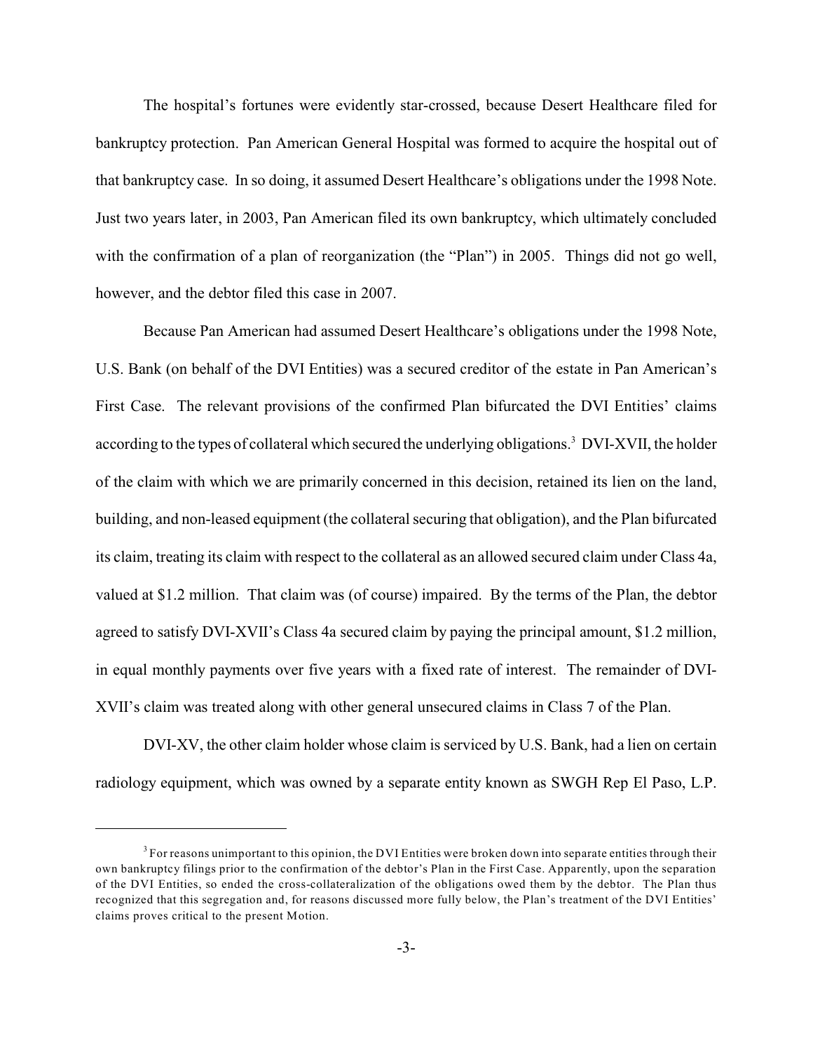The hospital's fortunes were evidently star-crossed, because Desert Healthcare filed for bankruptcy protection. Pan American General Hospital was formed to acquire the hospital out of that bankruptcy case. In so doing, it assumed Desert Healthcare's obligations under the 1998 Note. Just two years later, in 2003, Pan American filed its own bankruptcy, which ultimately concluded with the confirmation of a plan of reorganization (the "Plan") in 2005. Things did not go well, however, and the debtor filed this case in 2007.

Because Pan American had assumed Desert Healthcare's obligations under the 1998 Note, U.S. Bank (on behalf of the DVI Entities) was a secured creditor of the estate in Pan American's First Case. The relevant provisions of the confirmed Plan bifurcated the DVI Entities' claims according to the types of collateral which secured the underlying obligations.[3] DVI-XVII, the holder of the claim with which we are primarily concerned in this decision, retained its lien on the land, building, and non-leased equipment (the collateral securing that obligation), and the Plan bifurcated its claim, treating its claim with respect to the collateral as an allowed secured claim under Class 4a, valued at $1.2 million. That claim was (of course) impaired. By the terms of the Plan, the debtor agreed to satisfy DVI-XVII's Class 4a secured claim by paying the principal amount, $1.2 million, in equal monthly payments over five years with a fixed rate of interest. The remainder of DVI-XVII's claim was treated along with other general unsecured claims in Class 7 of the Plan.

DVI-XV, the other claim holder whose claim is serviced by U.S. Bank, had a lien on certain radiology equipment, which was owned by a separate entity known as SWGH Rep El Paso, L.P.

[3] For reasons unimportant to this opinion, the DVI Entities were broken down into separate entities through their own bankruptcy filings prior to the confirmation of the debtor's Plan in the First Case. Apparently, upon the separation of the DVI Entities, so ended the cross-collateralization of the obligations owed them by the debtor. The Plan thus recognized that this segregation and, for reasons discussed more fully below, the Plan's treatment of the DVI Entities' claims proves critical to the present Motion.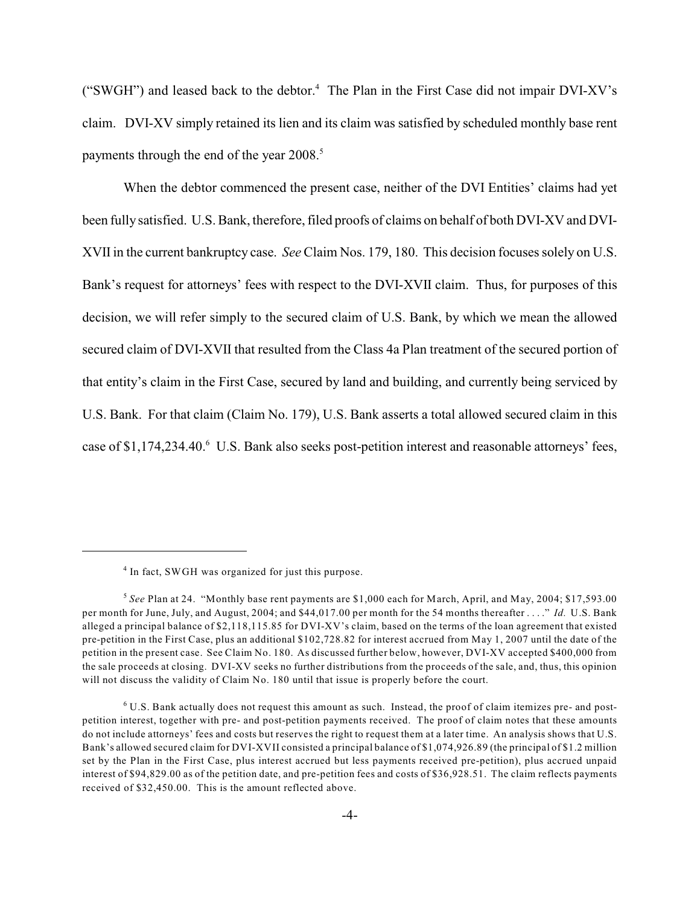("SWGH") and leased back to the debtor.[4] The Plan in the First Case did not impair DVI-XV's claim. DVI-XV simply retained its lien and its claim was satisfied by scheduled monthly base rent payments through the end of the year 2008.[5]

When the debtor commenced the present case, neither of the DVI Entities' claims had yet been fully satisfied. U.S. Bank, therefore, filed proofs of claims on behalf of both DVI-XV and DVI-XVII in the current bankruptcy case. *See* Claim Nos. 179, 180. This decision focuses solely on U.S. Bank's request for attorneys' fees with respect to the DVI-XVII claim. Thus, for purposes of this decision, we will refer simply to the secured claim of U.S. Bank, by which we mean the allowed secured claim of DVI-XVII that resulted from the Class 4a Plan treatment of the secured portion of that entity's claim in the First Case, secured by land and building, and currently being serviced by U.S. Bank. For that claim (Claim No. 179), U.S. Bank asserts a total allowed secured claim in this case of $1,174,234.40.[6] U.S. Bank also seeks post-petition interest and reasonable attorneys' fees,

---

[4] In fact, SWGH was organized for just this purpose.

[5] *See* Plan at 24. "Monthly base rent payments are $1,000 each for March, April, and May, 2004; $17,593.00 per month for June, July, and August, 2004; and $44,017.00 per month for the 54 months thereafter . . . ." *Id.* U.S. Bank alleged a principal balance of $2,118,115.85 for DVI-XV's claim, based on the terms of the loan agreement that existed pre-petition in the First Case, plus an additional $102,728.82 for interest accrued from May 1, 2007 until the date of the petition in the present case. See Claim No. 180. As discussed further below, however, DVI-XV accepted $400,000 from the sale proceeds at closing. DVI-XV seeks no further distributions from the proceeds of the sale, and, thus, this opinion will not discuss the validity of Claim No. 180 until that issue is properly before the court.

[6] U.S. Bank actually does not request this amount as such. Instead, the proof of claim itemizes pre- and post-petition interest, together with pre- and post-petition payments received. The proof of claim notes that these amounts do not include attorneys' fees and costs but reserves the right to request them at a later time. An analysis shows that U.S. Bank's allowed secured claim for DVI-XVII consisted a principal balance of $1,074,926.89 (the principal of $1.2 million set by the Plan in the First Case, plus interest accrued but less payments received pre-petition), plus accrued unpaid interest of $94,829.00 as of the petition date, and pre-petition fees and costs of $36,928.51. The claim reflects payments received of $32,450.00. This is the amount reflected above.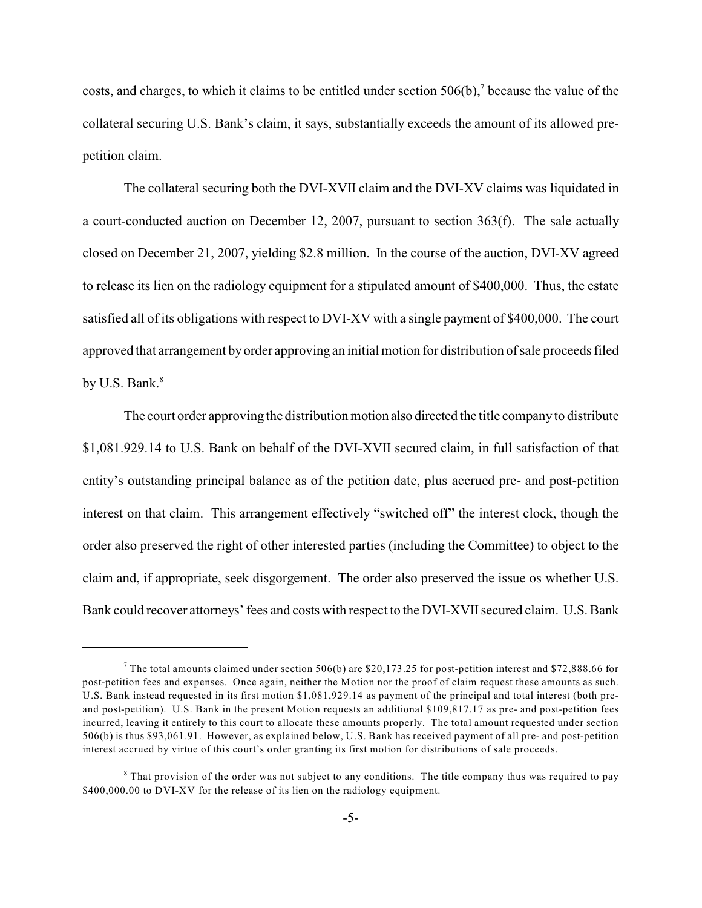costs, and charges, to which it claims to be entitled under section 506(b),[7] because the value of the collateral securing U.S. Bank's claim, it says, substantially exceeds the amount of its allowed pre-petition claim.

The collateral securing both the DVI-XVII claim and the DVI-XV claims was liquidated in a court-conducted auction on December 12, 2007, pursuant to section 363(f). The sale actually closed on December 21, 2007, yielding $2.8 million. In the course of the auction, DVI-XV agreed to release its lien on the radiology equipment for a stipulated amount of $400,000. Thus, the estate satisfied all of its obligations with respect to DVI-XV with a single payment of $400,000. The court approved that arrangement by order approving an initial motion for distribution of sale proceeds filed by U.S. Bank.[8]

The court order approving the distribution motion also directed the title company to distribute $1,081.929.14 to U.S. Bank on behalf of the DVI-XVII secured claim, in full satisfaction of that entity's outstanding principal balance as of the petition date, plus accrued pre- and post-petition interest on that claim. This arrangement effectively "switched off" the interest clock, though the order also preserved the right of other interested parties (including the Committee) to object to the claim and, if appropriate, seek disgorgement. The order also preserved the issue os whether U.S. Bank could recover attorneys' fees and costs with respect to the DVI-XVII secured claim. U.S. Bank

---

[7] The total amounts claimed under section 506(b) are $20,173.25 for post-petition interest and $72,888.66 for post-petition fees and expenses. Once again, neither the Motion nor the proof of claim request these amounts as such. U.S. Bank instead requested in its first motion $1,081,929.14 as payment of the principal and total interest (both pre- and post-petition). U.S. Bank in the present Motion requests an additional $109,817.17 as pre- and post-petition fees incurred, leaving it entirely to this court to allocate these amounts properly. The total amount requested under section 506(b) is thus $93,061.91. However, as explained below, U.S. Bank has received payment of all pre- and post-petition interest accrued by virtue of this court's order granting its first motion for distributions of sale proceeds.

[8] That provision of the order was not subject to any conditions. The title company thus was required to pay $400,000.00 to DVI-XV for the release of its lien on the radiology equipment.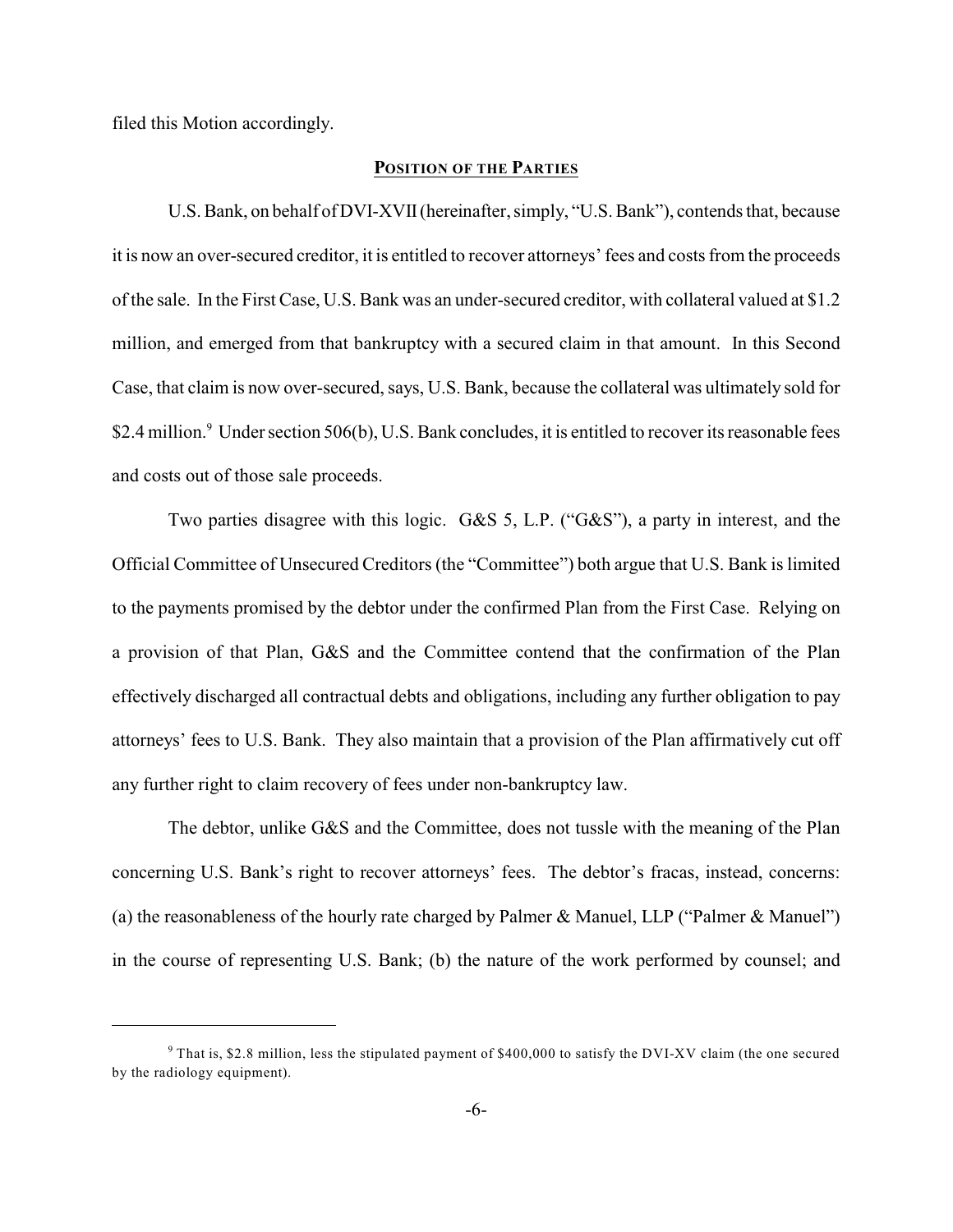filed this Motion accordingly.

## **Position of the Parties**

U.S. Bank, on behalf of DVI-XVII (hereinafter, simply, "U.S. Bank"), contends that, because it is now an over-secured creditor, it is entitled to recover attorneys' fees and costs from the proceeds of the sale. In the First Case, U.S. Bank was an under-secured creditor, with collateral valued at $1.2 million, and emerged from that bankruptcy with a secured claim in that amount. In this Second Case, that claim is now over-secured, says, U.S. Bank, because the collateral was ultimately sold for $2.4 million.[9] Under section 506(b), U.S. Bank concludes, it is entitled to recover its reasonable fees and costs out of those sale proceeds.

Two parties disagree with this logic. G&S 5, L.P. ("G&S"), a party in interest, and the Official Committee of Unsecured Creditors (the "Committee") both argue that U.S. Bank is limited to the payments promised by the debtor under the confirmed Plan from the First Case. Relying on a provision of that Plan, G&S and the Committee contend that the confirmation of the Plan effectively discharged all contractual debts and obligations, including any further obligation to pay attorneys' fees to U.S. Bank. They also maintain that a provision of the Plan affirmatively cut off any further right to claim recovery of fees under non-bankruptcy law.

The debtor, unlike G&S and the Committee, does not tussle with the meaning of the Plan concerning U.S. Bank's right to recover attorneys' fees. The debtor's fracas, instead, concerns: (a) the reasonableness of the hourly rate charged by Palmer & Manuel, LLP ("Palmer & Manuel") in the course of representing U.S. Bank; (b) the nature of the work performed by counsel; and

---

[9] That is, $2.8 million, less the stipulated payment of $400,000 to satisfy the DVI-XV claim (the one secured by the radiology equipment).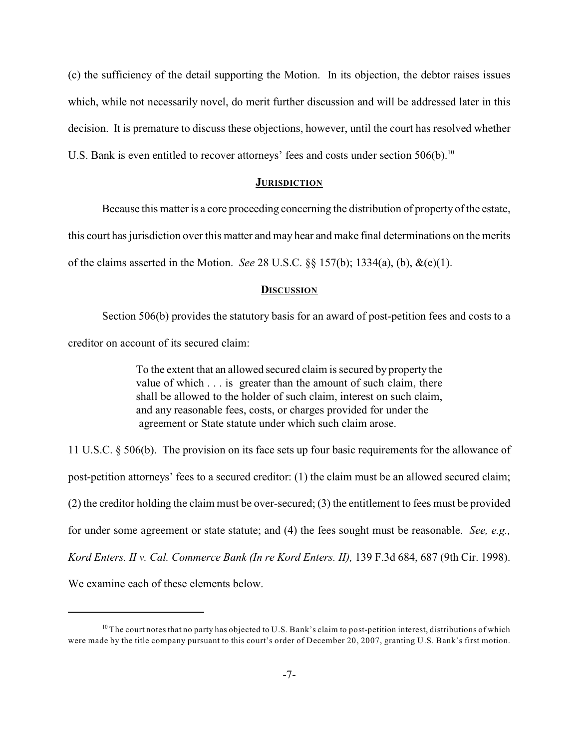(c) the sufficiency of the detail supporting the Motion. In its objection, the debtor raises issues which, while not necessarily novel, do merit further discussion and will be addressed later in this decision. It is premature to discuss these objections, however, until the court has resolved whether U.S. Bank is even entitled to recover attorneys' fees and costs under section 506(b).[10]

## JURISDICTION

Because this matter is a core proceeding concerning the distribution of property of the estate, this court has jurisdiction over this matter and may hear and make final determinations on the merits of the claims asserted in the Motion. *See* 28 U.S.C. §§ 157(b); 1334(a), (b), &(e)(1).

## DISCUSSION

Section 506(b) provides the statutory basis for an award of post-petition fees and costs to a creditor on account of its secured claim:

> To the extent that an allowed secured claim is secured by property the value of which . . . is greater than the amount of such claim, there shall be allowed to the holder of such claim, interest on such claim, and any reasonable fees, costs, or charges provided for under the agreement or State statute under which such claim arose.

11 U.S.C. § 506(b). The provision on its face sets up four basic requirements for the allowance of post-petition attorneys' fees to a secured creditor: (1) the claim must be an allowed secured claim; (2) the creditor holding the claim must be over-secured; (3) the entitlement to fees must be provided for under some agreement or state statute; and (4) the fees sought must be reasonable. *See, e.g., Kord Enters. II v. Cal. Commerce Bank (In re Kord Enters. II),* 139 F.3d 684, 687 (9th Cir. 1998). We examine each of these elements below.

---

[10] The court notes that no party has objected to U.S. Bank's claim to post-petition interest, distributions of which were made by the title company pursuant to this court's order of December 20, 2007, granting U.S. Bank's first motion.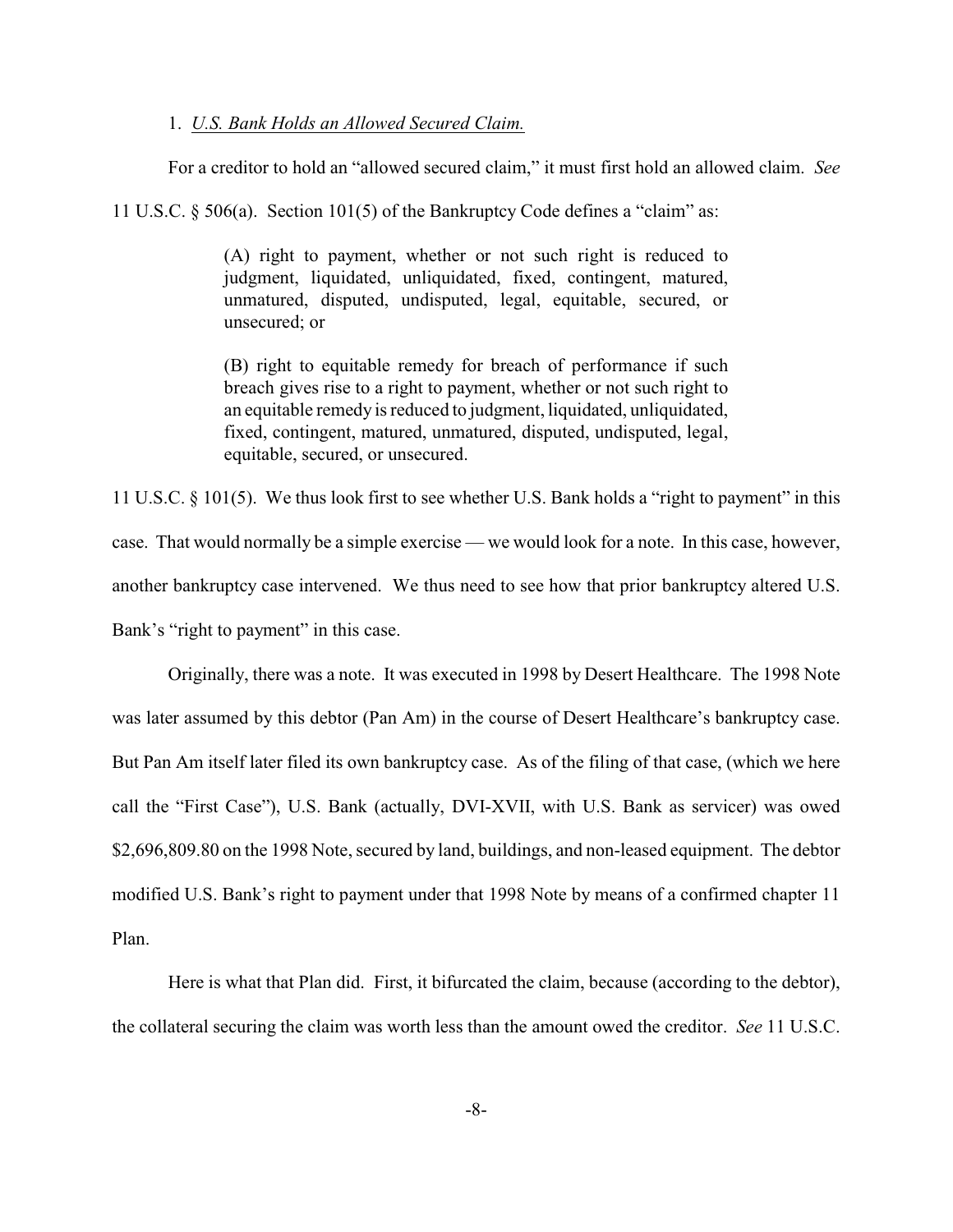1. *U.S. Bank Holds an Allowed Secured Claim.*

For a creditor to hold an "allowed secured claim," it must first hold an allowed claim. *See* 11 U.S.C. § 506(a). Section 101(5) of the Bankruptcy Code defines a "claim" as:

> (A) right to payment, whether or not such right is reduced to judgment, liquidated, unliquidated, fixed, contingent, matured, unmatured, disputed, undisputed, legal, equitable, secured, or unsecured; or
>
> (B) right to equitable remedy for breach of performance if such breach gives rise to a right to payment, whether or not such right to an equitable remedy is reduced to judgment, liquidated, unliquidated, fixed, contingent, matured, unmatured, disputed, undisputed, legal, equitable, secured, or unsecured.

11 U.S.C. § 101(5). We thus look first to see whether U.S. Bank holds a "right to payment" in this case. That would normally be a simple exercise — we would look for a note. In this case, however, another bankruptcy case intervened. We thus need to see how that prior bankruptcy altered U.S. Bank's "right to payment" in this case.

Originally, there was a note. It was executed in 1998 by Desert Healthcare. The 1998 Note was later assumed by this debtor (Pan Am) in the course of Desert Healthcare's bankruptcy case. But Pan Am itself later filed its own bankruptcy case. As of the filing of that case, (which we here call the "First Case"), U.S. Bank (actually, DVI-XVII, with U.S. Bank as servicer) was owed $2,696,809.80 on the 1998 Note, secured by land, buildings, and non-leased equipment. The debtor modified U.S. Bank's right to payment under that 1998 Note by means of a confirmed chapter 11 Plan.

Here is what that Plan did. First, it bifurcated the claim, because (according to the debtor), the collateral securing the claim was worth less than the amount owed the creditor. *See* 11 U.S.C.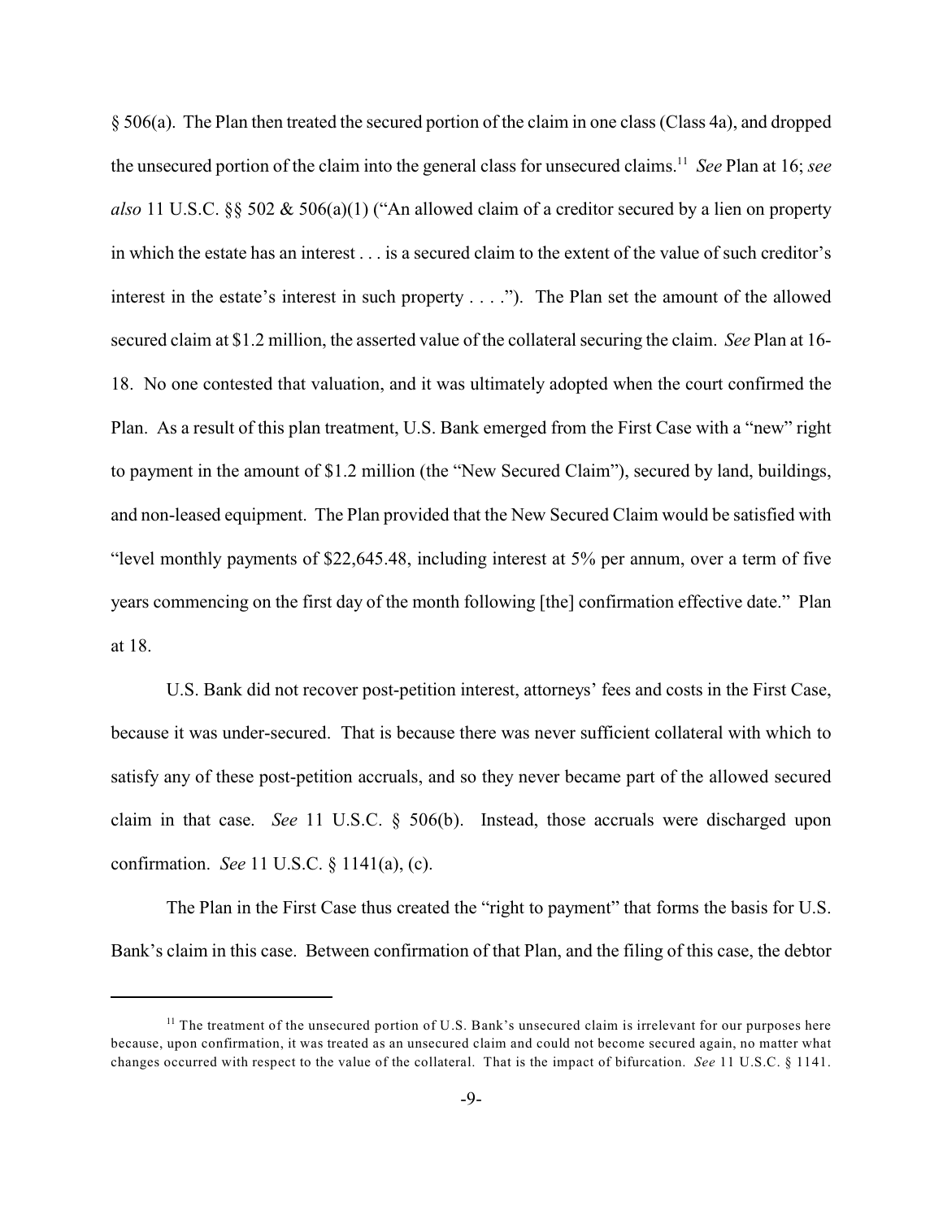§ 506(a). The Plan then treated the secured portion of the claim in one class (Class 4a), and dropped the unsecured portion of the claim into the general class for unsecured claims.[11] *See* Plan at 16; *see also* 11 U.S.C. §§ 502 & 506(a)(1) ("An allowed claim of a creditor secured by a lien on property in which the estate has an interest . . . is a secured claim to the extent of the value of such creditor's interest in the estate's interest in such property . . . ."). The Plan set the amount of the allowed secured claim at $1.2 million, the asserted value of the collateral securing the claim. *See* Plan at 16-18. No one contested that valuation, and it was ultimately adopted when the court confirmed the Plan. As a result of this plan treatment, U.S. Bank emerged from the First Case with a "new" right to payment in the amount of $1.2 million (the "New Secured Claim"), secured by land, buildings, and non-leased equipment. The Plan provided that the New Secured Claim would be satisfied with "level monthly payments of $22,645.48, including interest at 5% per annum, over a term of five years commencing on the first day of the month following [the] confirmation effective date." Plan at 18.

U.S. Bank did not recover post-petition interest, attorneys' fees and costs in the First Case, because it was under-secured. That is because there was never sufficient collateral with which to satisfy any of these post-petition accruals, and so they never became part of the allowed secured claim in that case. *See* 11 U.S.C. § 506(b). Instead, those accruals were discharged upon confirmation. *See* 11 U.S.C. § 1141(a), (c).

The Plan in the First Case thus created the "right to payment" that forms the basis for U.S. Bank's claim in this case. Between confirmation of that Plan, and the filing of this case, the debtor

[11] The treatment of the unsecured portion of U.S. Bank's unsecured claim is irrelevant for our purposes here because, upon confirmation, it was treated as an unsecured claim and could not become secured again, no matter what changes occurred with respect to the value of the collateral. That is the impact of bifurcation. *See* 11 U.S.C. § 1141.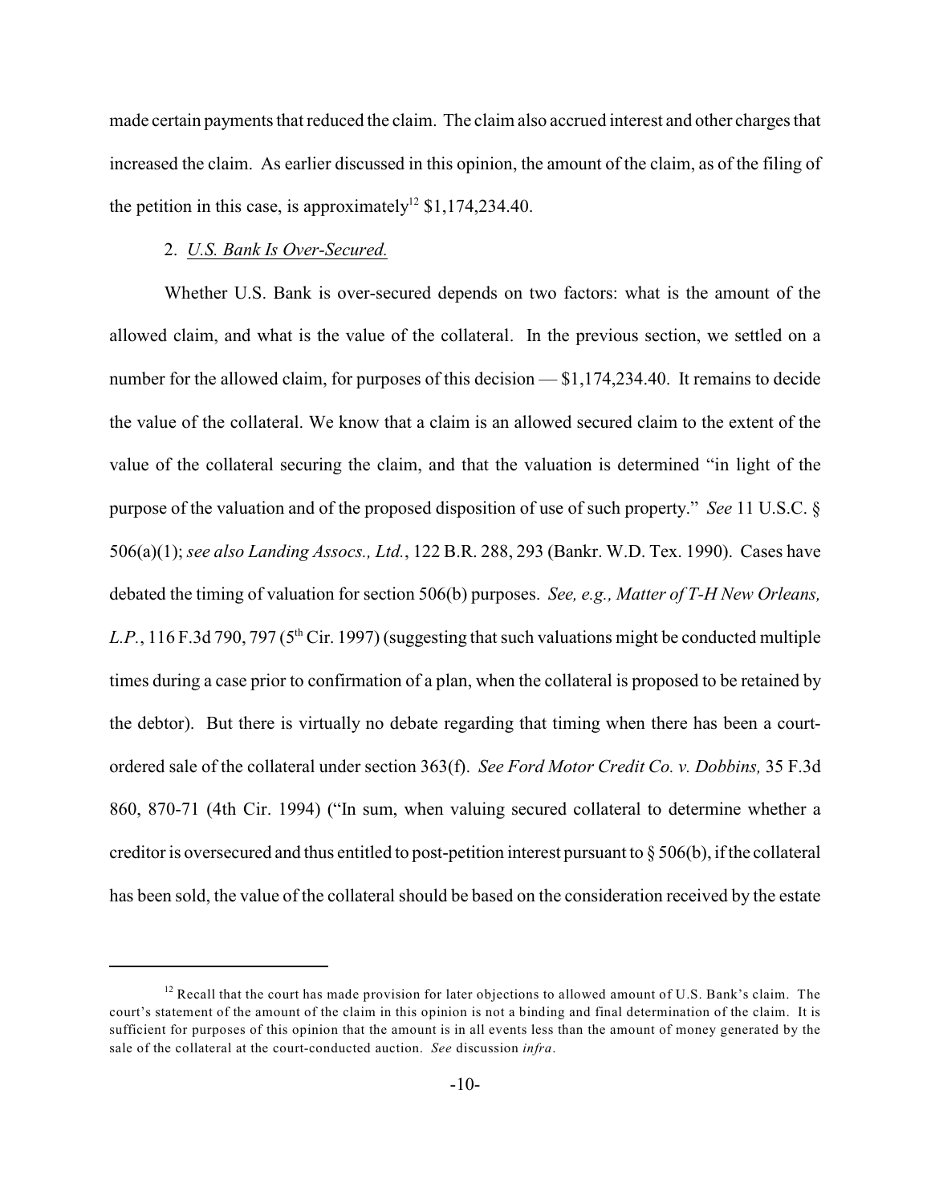made certain payments that reduced the claim. The claim also accrued interest and other charges that increased the claim. As earlier discussed in this opinion, the amount of the claim, as of the filing of the petition in this case, is approximately[12] $1,174,234.40.

2. *U.S. Bank Is Over-Secured.*

Whether U.S. Bank is over-secured depends on two factors: what is the amount of the allowed claim, and what is the value of the collateral. In the previous section, we settled on a number for the allowed claim, for purposes of this decision — $1,174,234.40. It remains to decide the value of the collateral. We know that a claim is an allowed secured claim to the extent of the value of the collateral securing the claim, and that the valuation is determined "in light of the purpose of the valuation and of the proposed disposition of use of such property." *See* 11 U.S.C. § 506(a)(1); *see also Landing Assocs., Ltd.*, 122 B.R. 288, 293 (Bankr. W.D. Tex. 1990). Cases have debated the timing of valuation for section 506(b) purposes. *See, e.g., Matter of T-H New Orleans, L.P.*, 116 F.3d 790, 797 (5th Cir. 1997) (suggesting that such valuations might be conducted multiple times during a case prior to confirmation of a plan, when the collateral is proposed to be retained by the debtor). But there is virtually no debate regarding that timing when there has been a court-ordered sale of the collateral under section 363(f). *See Ford Motor Credit Co. v. Dobbins,* 35 F.3d 860, 870-71 (4th Cir. 1994) ("In sum, when valuing secured collateral to determine whether a creditor is oversecured and thus entitled to post-petition interest pursuant to § 506(b), if the collateral has been sold, the value of the collateral should be based on the consideration received by the estate

---

[12] Recall that the court has made provision for later objections to allowed amount of U.S. Bank's claim. The court's statement of the amount of the claim in this opinion is not a binding and final determination of the claim. It is sufficient for purposes of this opinion that the amount is in all events less than the amount of money generated by the sale of the collateral at the court-conducted auction. *See* discussion *infra*.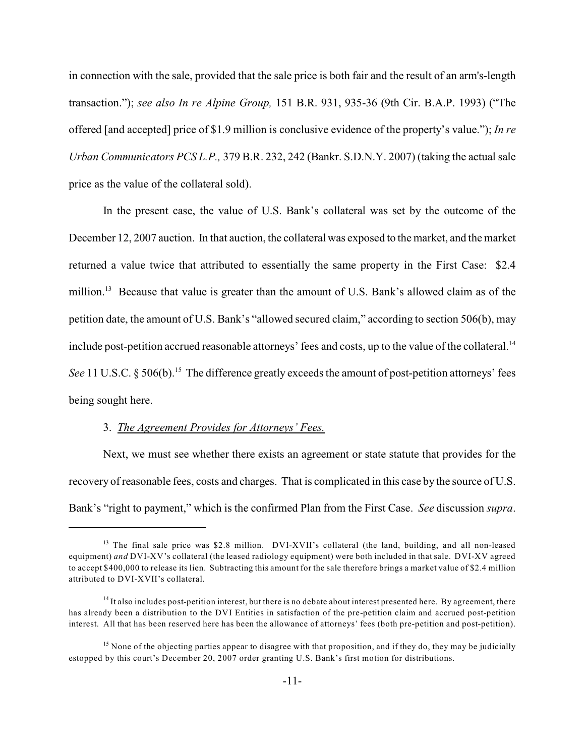in connection with the sale, provided that the sale price is both fair and the result of an arm's-length transaction."); *see also In re Alpine Group,* 151 B.R. 931, 935-36 (9th Cir. B.A.P. 1993) ("The offered [and accepted] price of $1.9 million is conclusive evidence of the property's value."); *In re Urban Communicators PCS L.P.,* 379 B.R. 232, 242 (Bankr. S.D.N.Y. 2007) (taking the actual sale price as the value of the collateral sold).

In the present case, the value of U.S. Bank's collateral was set by the outcome of the December 12, 2007 auction. In that auction, the collateral was exposed to the market, and the market returned a value twice that attributed to essentially the same property in the First Case: $2.4 million.[13] Because that value is greater than the amount of U.S. Bank's allowed claim as of the petition date, the amount of U.S. Bank's "allowed secured claim," according to section 506(b), may include post-petition accrued reasonable attorneys' fees and costs, up to the value of the collateral.[14] *See* 11 U.S.C. § 506(b).[15] The difference greatly exceeds the amount of post-petition attorneys' fees being sought here.

3. *The Agreement Provides for Attorneys' Fees.*

Next, we must see whether there exists an agreement or state statute that provides for the recovery of reasonable fees, costs and charges. That is complicated in this case by the source of U.S. Bank's "right to payment," which is the confirmed Plan from the First Case. *See* discussion *supra*.

---

[13] The final sale price was $2.8 million. DVI-XVII's collateral (the land, building, and all non-leased equipment) *and* DVI-XV's collateral (the leased radiology equipment) were both included in that sale. DVI-XV agreed to accept $400,000 to release its lien. Subtracting this amount for the sale therefore brings a market value of $2.4 million attributed to DVI-XVII's collateral.

[14] It also includes post-petition interest, but there is no debate about interest presented here. By agreement, there has already been a distribution to the DVI Entities in satisfaction of the pre-petition claim and accrued post-petition interest. All that has been reserved here has been the allowance of attorneys' fees (both pre-petition and post-petition).

[15] None of the objecting parties appear to disagree with that proposition, and if they do, they may be judicially estopped by this court's December 20, 2007 order granting U.S. Bank's first motion for distributions.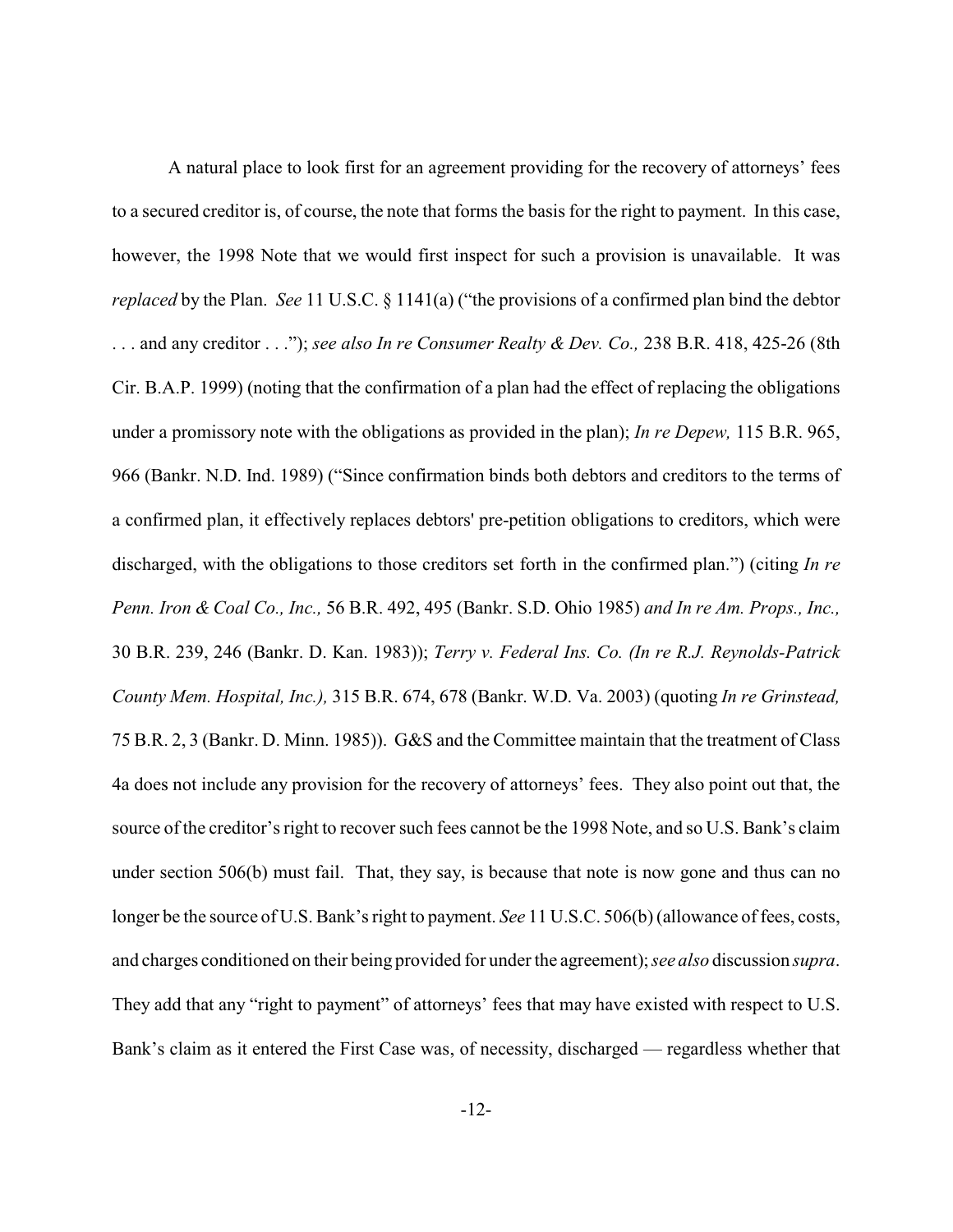A natural place to look first for an agreement providing for the recovery of attorneys' fees to a secured creditor is, of course, the note that forms the basis for the right to payment. In this case, however, the 1998 Note that we would first inspect for such a provision is unavailable. It was *replaced* by the Plan. *See* 11 U.S.C. § 1141(a) ("the provisions of a confirmed plan bind the debtor . . . and any creditor . . ."); *see also In re Consumer Realty & Dev. Co.,* 238 B.R. 418, 425-26 (8th Cir. B.A.P. 1999) (noting that the confirmation of a plan had the effect of replacing the obligations under a promissory note with the obligations as provided in the plan); *In re Depew,* 115 B.R. 965, 966 (Bankr. N.D. Ind. 1989) ("Since confirmation binds both debtors and creditors to the terms of a confirmed plan, it effectively replaces debtors' pre-petition obligations to creditors, which were discharged, with the obligations to those creditors set forth in the confirmed plan.") (citing *In re Penn. Iron & Coal Co., Inc.,* 56 B.R. 492, 495 (Bankr. S.D. Ohio 1985) *and In re Am. Props., Inc.,* 30 B.R. 239, 246 (Bankr. D. Kan. 1983)); *Terry v. Federal Ins. Co. (In re R.J. Reynolds-Patrick County Mem. Hospital, Inc.),* 315 B.R. 674, 678 (Bankr. W.D. Va. 2003) (quoting *In re Grinstead,* 75 B.R. 2, 3 (Bankr. D. Minn. 1985)). G&S and the Committee maintain that the treatment of Class 4a does not include any provision for the recovery of attorneys' fees. They also point out that, the source of the creditor's right to recover such fees cannot be the 1998 Note, and so U.S. Bank's claim under section 506(b) must fail. That, they say, is because that note is now gone and thus can no longer be the source of U.S. Bank's right to payment. *See* 11 U.S.C. 506(b) (allowance of fees, costs, and charges conditioned on their being provided for under the agreement); *see also* discussion *supra*. They add that any "right to payment" of attorneys' fees that may have existed with respect to U.S. Bank's claim as it entered the First Case was, of necessity, discharged — regardless whether that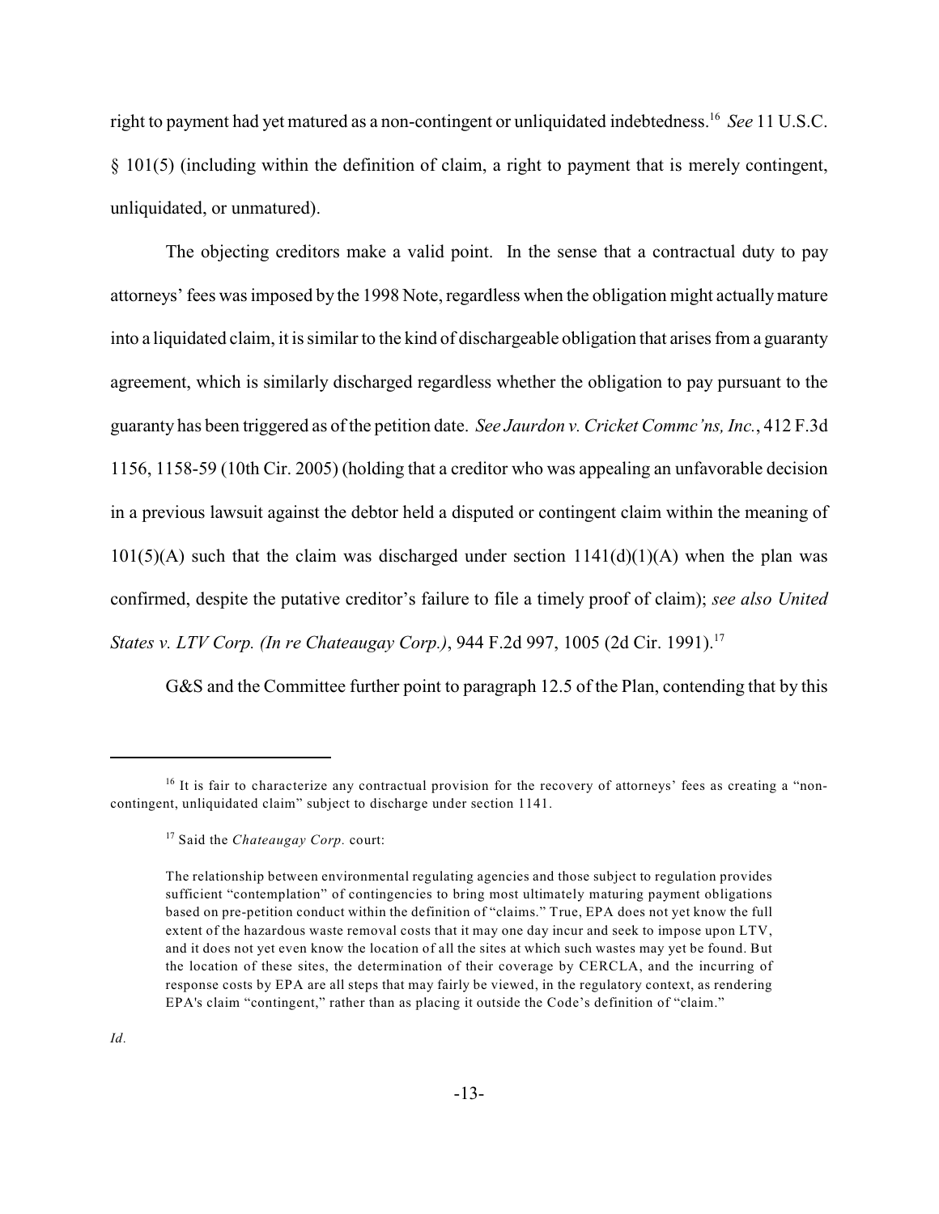right to payment had yet matured as a non-contingent or unliquidated indebtedness.[16] *See* 11 U.S.C. § 101(5) (including within the definition of claim, a right to payment that is merely contingent, unliquidated, or unmatured).

The objecting creditors make a valid point. In the sense that a contractual duty to pay attorneys' fees was imposed by the 1998 Note, regardless when the obligation might actually mature into a liquidated claim, it is similar to the kind of dischargeable obligation that arises from a guaranty agreement, which is similarly discharged regardless whether the obligation to pay pursuant to the guaranty has been triggered as of the petition date. *See Jaurdon v. Cricket Commc'ns, Inc.*, 412 F.3d 1156, 1158-59 (10th Cir. 2005) (holding that a creditor who was appealing an unfavorable decision in a previous lawsuit against the debtor held a disputed or contingent claim within the meaning of 101(5)(A) such that the claim was discharged under section 1141(d)(1)(A) when the plan was confirmed, despite the putative creditor's failure to file a timely proof of claim); *see also United States v. LTV Corp. (In re Chateaugay Corp.)*, 944 F.2d 997, 1005 (2d Cir. 1991).[17]

G&S and the Committee further point to paragraph 12.5 of the Plan, contending that by this

---

[16] It is fair to characterize any contractual provision for the recovery of attorneys' fees as creating a "non-contingent, unliquidated claim" subject to discharge under section 1141.

[17] Said the *Chateaugay Corp.* court:

> The relationship between environmental regulating agencies and those subject to regulation provides sufficient "contemplation" of contingencies to bring most ultimately maturing payment obligations based on pre-petition conduct within the definition of "claims." True, EPA does not yet know the full extent of the hazardous waste removal costs that it may one day incur and seek to impose upon LTV, and it does not yet even know the location of all the sites at which such wastes may yet be found. But the location of these sites, the determination of their coverage by CERCLA, and the incurring of response costs by EPA are all steps that may fairly be viewed, in the regulatory context, as rendering EPA's claim "contingent," rather than as placing it outside the Code's definition of "claim."

*Id.*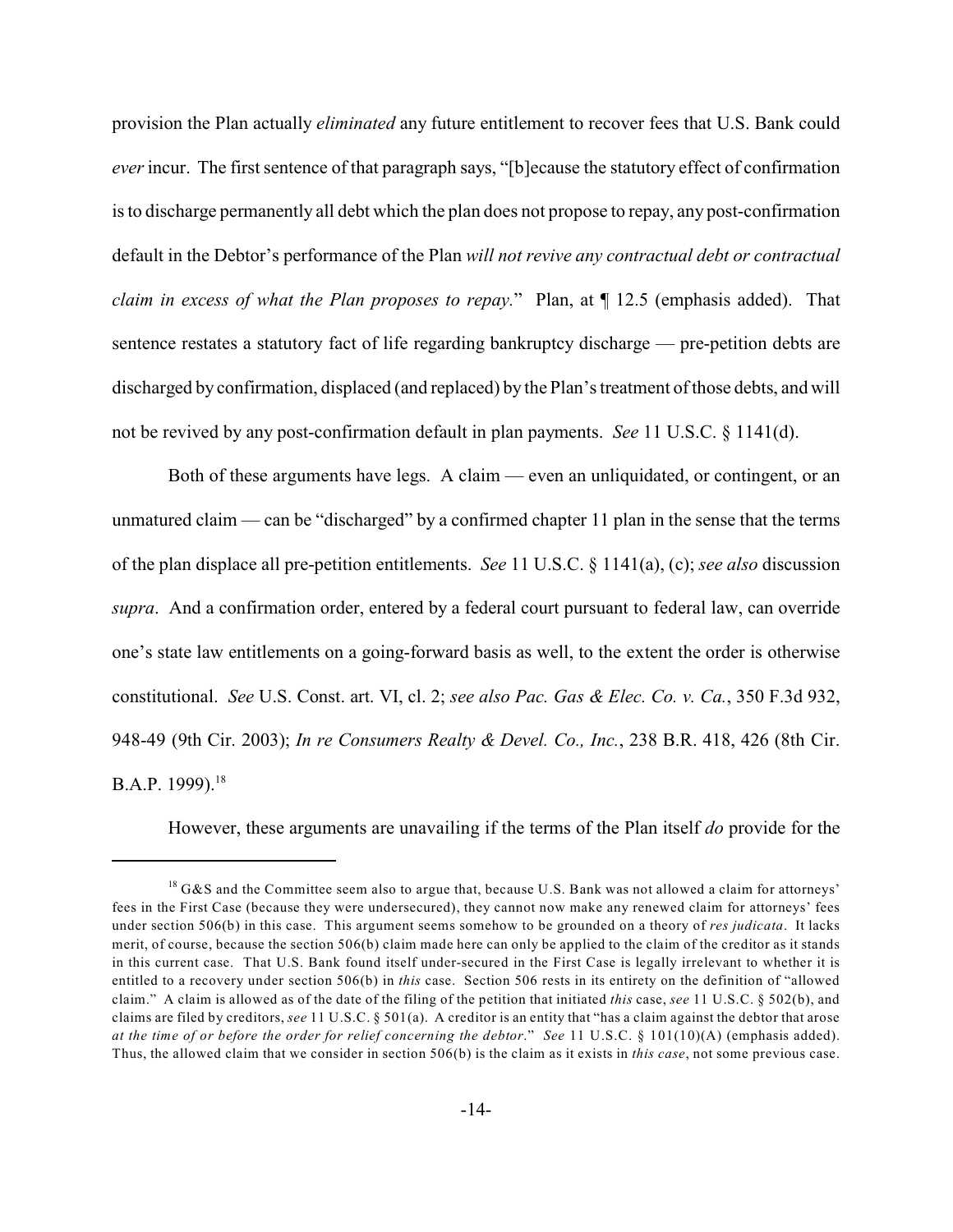provision the Plan actually *eliminated* any future entitlement to recover fees that U.S. Bank could *ever* incur. The first sentence of that paragraph says, "[b]ecause the statutory effect of confirmation is to discharge permanently all debt which the plan does not propose to repay, any post-confirmation default in the Debtor's performance of the Plan *will not revive any contractual debt or contractual claim in excess of what the Plan proposes to repay.*" Plan, at ¶ 12.5 (emphasis added). That sentence restates a statutory fact of life regarding bankruptcy discharge — pre-petition debts are discharged by confirmation, displaced (and replaced) by the Plan's treatment of those debts, and will not be revived by any post-confirmation default in plan payments. *See* 11 U.S.C. § 1141(d).

Both of these arguments have legs. A claim — even an unliquidated, or contingent, or an unmatured claim — can be "discharged" by a confirmed chapter 11 plan in the sense that the terms of the plan displace all pre-petition entitlements. *See* 11 U.S.C. § 1141(a), (c); *see also* discussion *supra*. And a confirmation order, entered by a federal court pursuant to federal law, can override one's state law entitlements on a going-forward basis as well, to the extent the order is otherwise constitutional. *See* U.S. Const. art. VI, cl. 2; *see also Pac. Gas & Elec. Co. v. Ca.*, 350 F.3d 932, 948-49 (9th Cir. 2003); *In re Consumers Realty & Devel. Co., Inc.*, 238 B.R. 418, 426 (8th Cir. B.A.P. 1999).[18]

However, these arguments are unavailing if the terms of the Plan itself *do* provide for the

---

[18] G&S and the Committee seem also to argue that, because U.S. Bank was not allowed a claim for attorneys' fees in the First Case (because they were undersecured), they cannot now make any renewed claim for attorneys' fees under section 506(b) in this case. This argument seems somehow to be grounded on a theory of *res judicata*. It lacks merit, of course, because the section 506(b) claim made here can only be applied to the claim of the creditor as it stands in this current case. That U.S. Bank found itself under-secured in the First Case is legally irrelevant to whether it is entitled to a recovery under section 506(b) in *this* case. Section 506 rests in its entirety on the definition of "allowed claim." A claim is allowed as of the date of the filing of the petition that initiated *this* case, *see* 11 U.S.C. § 502(b), and claims are filed by creditors, *see* 11 U.S.C. § 501(a). A creditor is an entity that "has a claim against the debtor that arose *at the time of or before the order for relief concerning the debtor*." *See* 11 U.S.C. § 101(10)(A) (emphasis added). Thus, the allowed claim that we consider in section 506(b) is the claim as it exists in *this case*, not some previous case.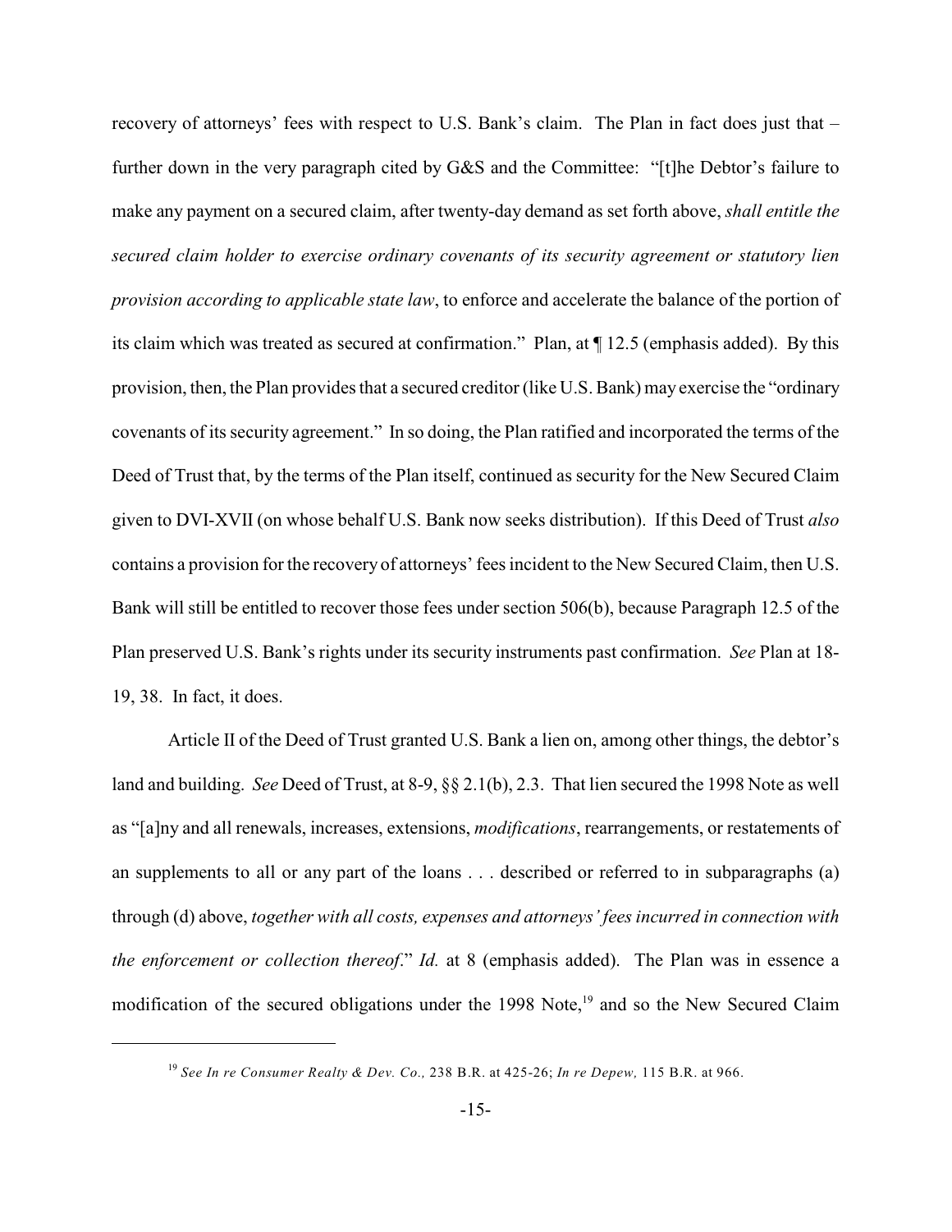recovery of attorneys' fees with respect to U.S. Bank's claim. The Plan in fact does just that – further down in the very paragraph cited by G&S and the Committee: "[t]he Debtor's failure to make any payment on a secured claim, after twenty-day demand as set forth above, *shall entitle the secured claim holder to exercise ordinary covenants of its security agreement or statutory lien provision according to applicable state law*, to enforce and accelerate the balance of the portion of its claim which was treated as secured at confirmation." Plan, at ¶ 12.5 (emphasis added). By this provision, then, the Plan provides that a secured creditor (like U.S. Bank) may exercise the "ordinary covenants of its security agreement." In so doing, the Plan ratified and incorporated the terms of the Deed of Trust that, by the terms of the Plan itself, continued as security for the New Secured Claim given to DVI-XVII (on whose behalf U.S. Bank now seeks distribution). If this Deed of Trust *also* contains a provision for the recovery of attorneys' fees incident to the New Secured Claim, then U.S. Bank will still be entitled to recover those fees under section 506(b), because Paragraph 12.5 of the Plan preserved U.S. Bank's rights under its security instruments past confirmation. *See* Plan at 18-19, 38. In fact, it does.

Article II of the Deed of Trust granted U.S. Bank a lien on, among other things, the debtor's land and building. *See* Deed of Trust, at 8-9, §§ 2.1(b), 2.3. That lien secured the 1998 Note as well as "[a]ny and all renewals, increases, extensions, *modifications*, rearrangements, or restatements of an supplements to all or any part of the loans . . . described or referred to in subparagraphs (a) through (d) above, *together with all costs, expenses and attorneys' fees incurred in connection with the enforcement or collection thereof*." *Id.* at 8 (emphasis added). The Plan was in essence a modification of the secured obligations under the 1998 Note,[19] and so the New Secured Claim

[19] *See In re Consumer Realty & Dev. Co.,* 238 B.R. at 425-26; *In re Depew,* 115 B.R. at 966.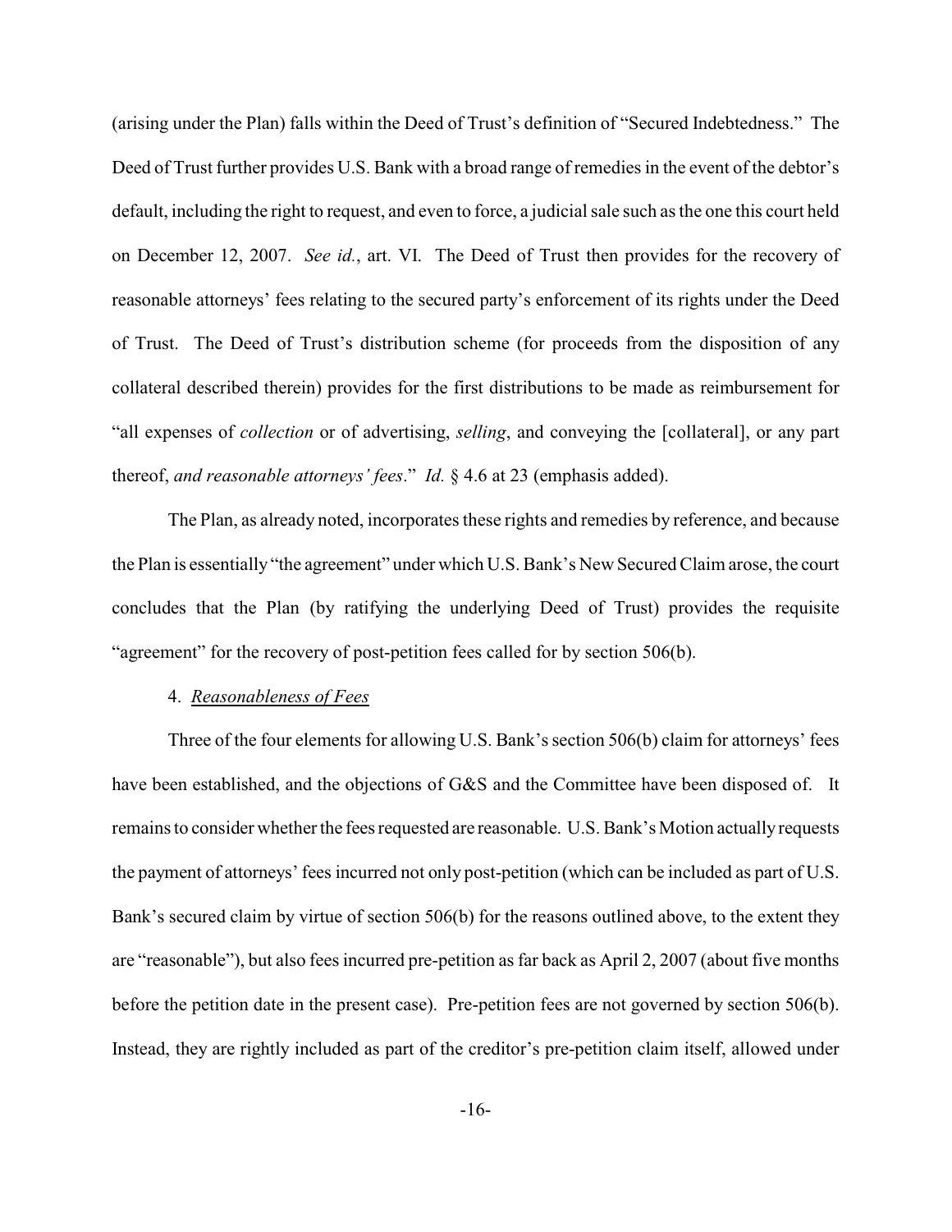(arising under the Plan) falls within the Deed of Trust's definition of "Secured Indebtedness." The Deed of Trust further provides U.S. Bank with a broad range of remedies in the event of the debtor's default, including the right to request, and even to force, a judicial sale such as the one this court held on December 12, 2007. *See id.*, art. VI. The Deed of Trust then provides for the recovery of reasonable attorneys' fees relating to the secured party's enforcement of its rights under the Deed of Trust. The Deed of Trust's distribution scheme (for proceeds from the disposition of any collateral described therein) provides for the first distributions to be made as reimbursement for "all expenses of *collection* or of advertising, *selling*, and conveying the [collateral], or any part thereof, *and reasonable attorneys' fees*." *Id.* § 4.6 at 23 (emphasis added).

The Plan, as already noted, incorporates these rights and remedies by reference, and because the Plan is essentially "the agreement" under which U.S. Bank's New Secured Claim arose, the court concludes that the Plan (by ratifying the underlying Deed of Trust) provides the requisite "agreement" for the recovery of post-petition fees called for by section 506(b).

4. *Reasonableness of Fees*

Three of the four elements for allowing U.S. Bank's section 506(b) claim for attorneys' fees have been established, and the objections of G&S and the Committee have been disposed of. It remains to consider whether the fees requested are reasonable. U.S. Bank's Motion actually requests the payment of attorneys' fees incurred not only post-petition (which can be included as part of U.S. Bank's secured claim by virtue of section 506(b) for the reasons outlined above, to the extent they are "reasonable"), but also fees incurred pre-petition as far back as April 2, 2007 (about five months before the petition date in the present case). Pre-petition fees are not governed by section 506(b). Instead, they are rightly included as part of the creditor's pre-petition claim itself, allowed under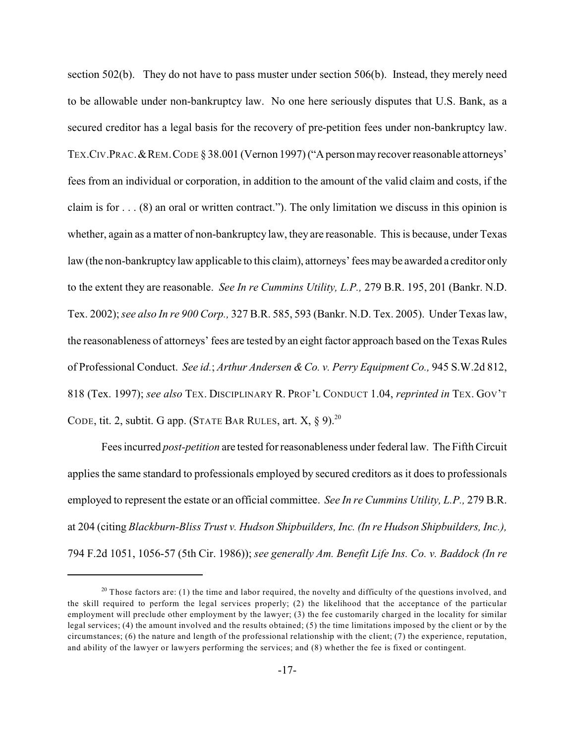section 502(b). They do not have to pass muster under section 506(b). Instead, they merely need to be allowable under non-bankruptcy law. No one here seriously disputes that U.S. Bank, as a secured creditor has a legal basis for the recovery of pre-petition fees under non-bankruptcy law. TEX.CIV.PRAC.&REM.CODE § 38.001 (Vernon 1997) ("A person may recover reasonable attorneys' fees from an individual or corporation, in addition to the amount of the valid claim and costs, if the claim is for . . . (8) an oral or written contract."). The only limitation we discuss in this opinion is whether, again as a matter of non-bankruptcy law, they are reasonable. This is because, under Texas law (the non-bankruptcy law applicable to this claim), attorneys' fees may be awarded a creditor only to the extent they are reasonable. *See In re Cummins Utility, L.P.,* 279 B.R. 195, 201 (Bankr. N.D. Tex. 2002); *see also In re 900 Corp.,* 327 B.R. 585, 593 (Bankr. N.D. Tex. 2005). Under Texas law, the reasonableness of attorneys' fees are tested by an eight factor approach based on the Texas Rules of Professional Conduct. *See id.*; *Arthur Andersen & Co. v. Perry Equipment Co.,* 945 S.W.2d 812, 818 (Tex. 1997); *see also* TEX. DISCIPLINARY R. PROF'L CONDUCT 1.04, *reprinted in* TEX. GOV'T CODE, tit. 2, subtit. G app. (STATE BAR RULES, art. X, § 9).[20]

Fees incurred *post-petition* are tested for reasonableness under federal law. The Fifth Circuit applies the same standard to professionals employed by secured creditors as it does to professionals employed to represent the estate or an official committee. *See In re Cummins Utility, L.P.,* 279 B.R. at 204 (citing *Blackburn-Bliss Trust v. Hudson Shipbuilders, Inc. (In re Hudson Shipbuilders, Inc.),* 794 F.2d 1051, 1056-57 (5th Cir. 1986)); *see generally Am. Benefit Life Ins. Co. v. Baddock (In re*

---

[20] Those factors are: (1) the time and labor required, the novelty and difficulty of the questions involved, and the skill required to perform the legal services properly; (2) the likelihood that the acceptance of the particular employment will preclude other employment by the lawyer; (3) the fee customarily charged in the locality for similar legal services; (4) the amount involved and the results obtained; (5) the time limitations imposed by the client or by the circumstances; (6) the nature and length of the professional relationship with the client; (7) the experience, reputation, and ability of the lawyer or lawyers performing the services; and (8) whether the fee is fixed or contingent.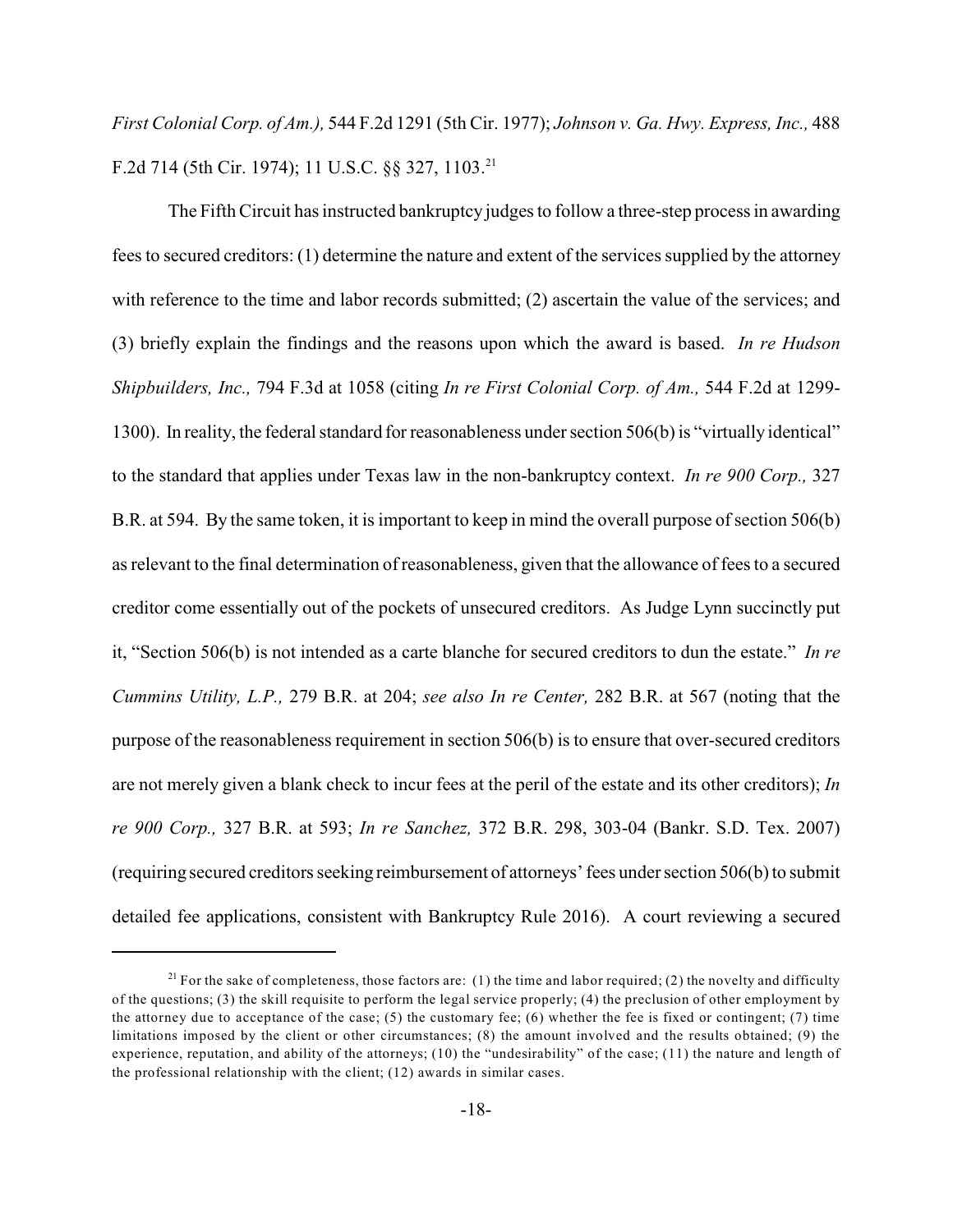*First Colonial Corp. of Am.),* 544 F.2d 1291 (5th Cir. 1977); *Johnson v. Ga. Hwy. Express, Inc.,* 488 F.2d 714 (5th Cir. 1974); 11 U.S.C. §§ 327, 1103.[21]

The Fifth Circuit has instructed bankruptcy judges to follow a three-step process in awarding fees to secured creditors: (1) determine the nature and extent of the services supplied by the attorney with reference to the time and labor records submitted; (2) ascertain the value of the services; and (3) briefly explain the findings and the reasons upon which the award is based. *In re Hudson Shipbuilders, Inc.,* 794 F.3d at 1058 (citing *In re First Colonial Corp. of Am.,* 544 F.2d at 1299-1300). In reality, the federal standard for reasonableness under section 506(b) is "virtually identical" to the standard that applies under Texas law in the non-bankruptcy context. *In re 900 Corp.,* 327 B.R. at 594. By the same token, it is important to keep in mind the overall purpose of section 506(b) as relevant to the final determination of reasonableness, given that the allowance of fees to a secured creditor come essentially out of the pockets of unsecured creditors. As Judge Lynn succinctly put it, "Section 506(b) is not intended as a carte blanche for secured creditors to dun the estate." *In re Cummins Utility, L.P.,* 279 B.R. at 204; *see also In re Center,* 282 B.R. at 567 (noting that the purpose of the reasonableness requirement in section 506(b) is to ensure that over-secured creditors are not merely given a blank check to incur fees at the peril of the estate and its other creditors); *In re 900 Corp.,* 327 B.R. at 593; *In re Sanchez,* 372 B.R. 298, 303-04 (Bankr. S.D. Tex. 2007) (requiring secured creditors seeking reimbursement of attorneys' fees under section 506(b) to submit detailed fee applications, consistent with Bankruptcy Rule 2016). A court reviewing a secured

---

[21] For the sake of completeness, those factors are: (1) the time and labor required; (2) the novelty and difficulty of the questions; (3) the skill requisite to perform the legal service properly; (4) the preclusion of other employment by the attorney due to acceptance of the case; (5) the customary fee; (6) whether the fee is fixed or contingent; (7) time limitations imposed by the client or other circumstances; (8) the amount involved and the results obtained; (9) the experience, reputation, and ability of the attorneys; (10) the "undesirability" of the case; (11) the nature and length of the professional relationship with the client; (12) awards in similar cases.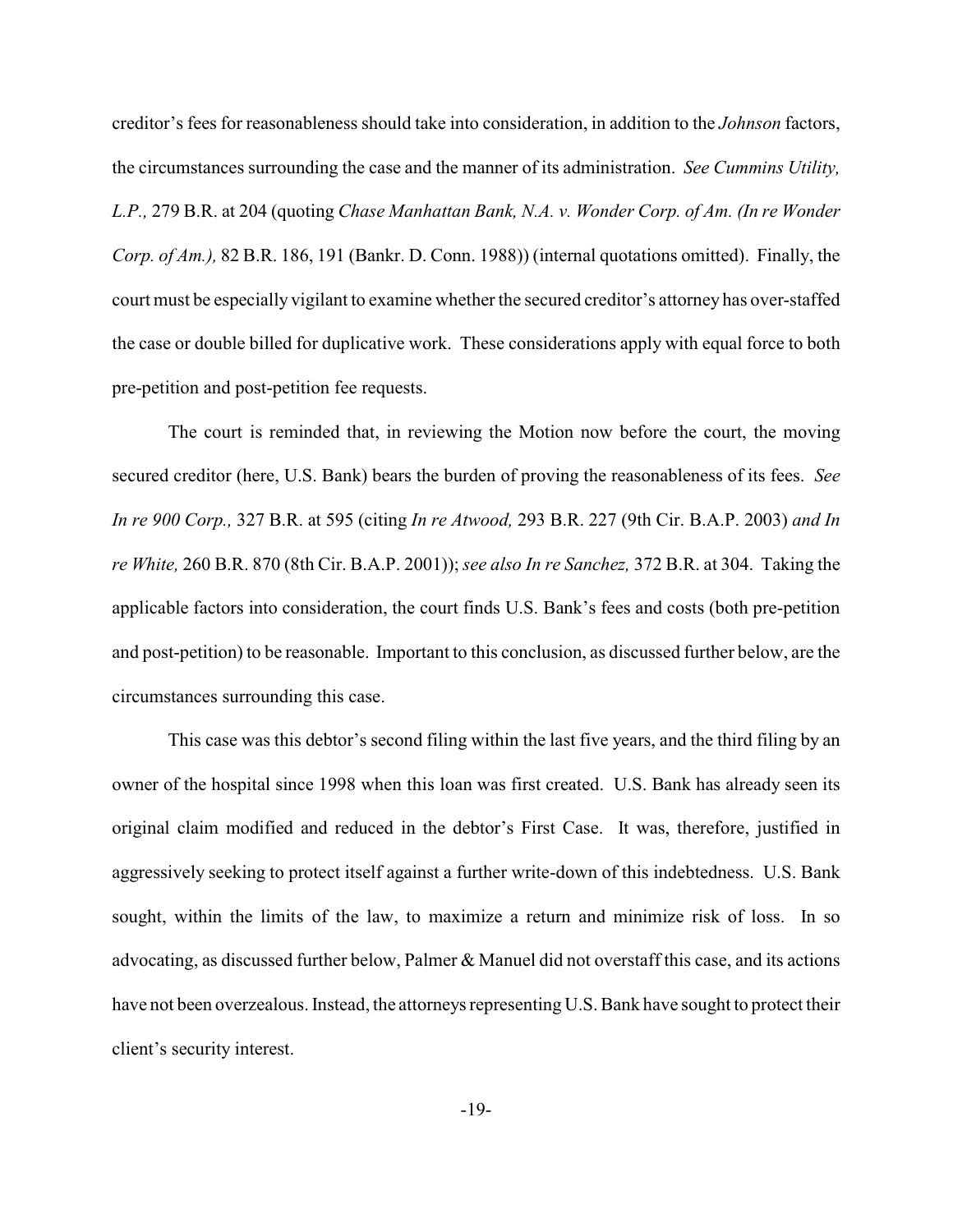creditor's fees for reasonableness should take into consideration, in addition to the *Johnson* factors, the circumstances surrounding the case and the manner of its administration. *See Cummins Utility, L.P.,* 279 B.R. at 204 (quoting *Chase Manhattan Bank, N.A. v. Wonder Corp. of Am. (In re Wonder Corp. of Am.),* 82 B.R. 186, 191 (Bankr. D. Conn. 1988)) (internal quotations omitted). Finally, the court must be especially vigilant to examine whether the secured creditor's attorney has over-staffed the case or double billed for duplicative work. These considerations apply with equal force to both pre-petition and post-petition fee requests.

The court is reminded that, in reviewing the Motion now before the court, the moving secured creditor (here, U.S. Bank) bears the burden of proving the reasonableness of its fees. *See In re 900 Corp.,* 327 B.R. at 595 (citing *In re Atwood,* 293 B.R. 227 (9th Cir. B.A.P. 2003) *and In re White,* 260 B.R. 870 (8th Cir. B.A.P. 2001)); *see also In re Sanchez,* 372 B.R. at 304. Taking the applicable factors into consideration, the court finds U.S. Bank's fees and costs (both pre-petition and post-petition) to be reasonable. Important to this conclusion, as discussed further below, are the circumstances surrounding this case.

This case was this debtor's second filing within the last five years, and the third filing by an owner of the hospital since 1998 when this loan was first created. U.S. Bank has already seen its original claim modified and reduced in the debtor's First Case. It was, therefore, justified in aggressively seeking to protect itself against a further write-down of this indebtedness. U.S. Bank sought, within the limits of the law, to maximize a return and minimize risk of loss. In so advocating, as discussed further below, Palmer & Manuel did not overstaff this case, and its actions have not been overzealous. Instead, the attorneys representing U.S. Bank have sought to protect their client's security interest.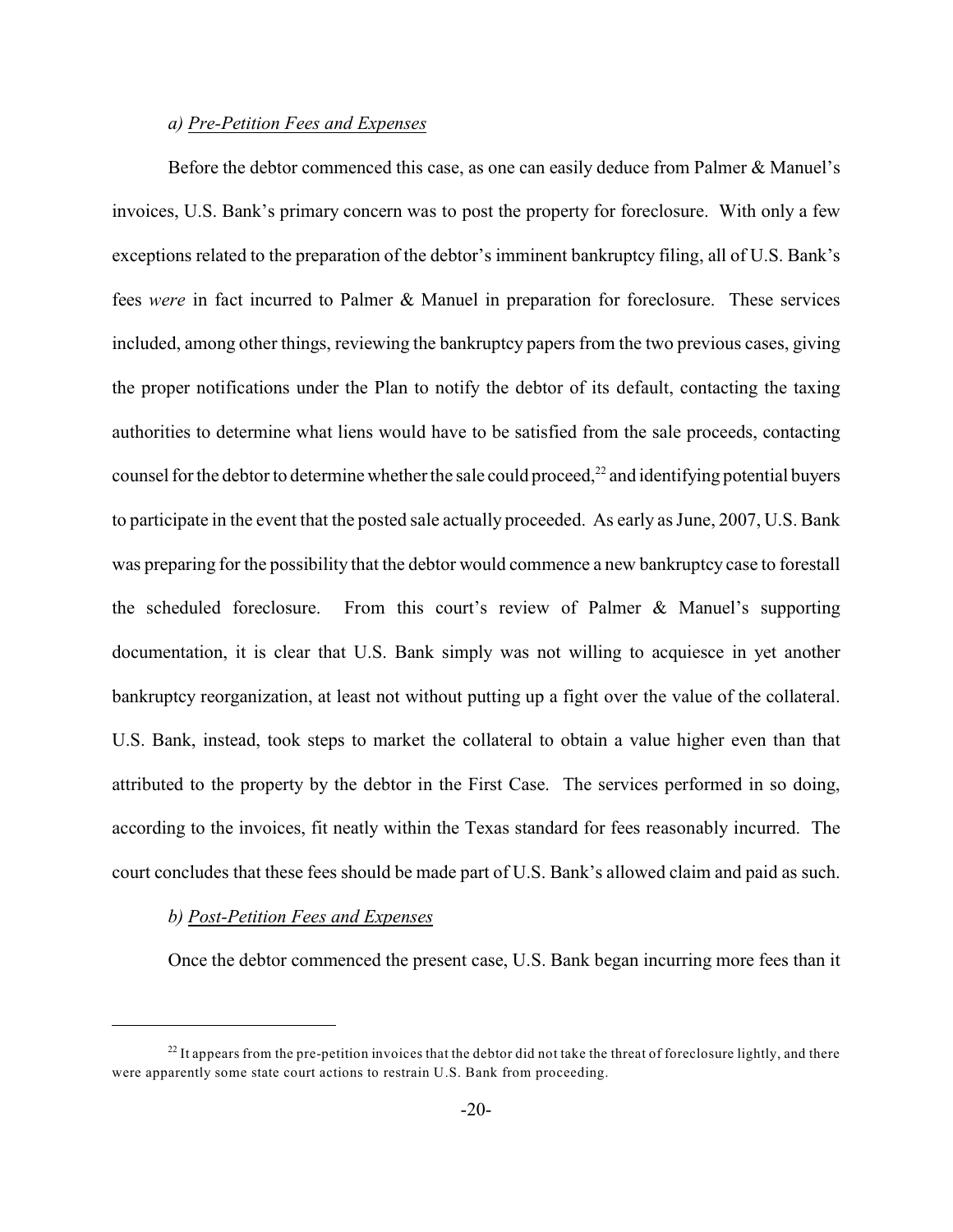*a) Pre-Petition Fees and Expenses*

Before the debtor commenced this case, as one can easily deduce from Palmer & Manuel's invoices, U.S. Bank's primary concern was to post the property for foreclosure. With only a few exceptions related to the preparation of the debtor's imminent bankruptcy filing, all of U.S. Bank's fees *were* in fact incurred to Palmer & Manuel in preparation for foreclosure. These services included, among other things, reviewing the bankruptcy papers from the two previous cases, giving the proper notifications under the Plan to notify the debtor of its default, contacting the taxing authorities to determine what liens would have to be satisfied from the sale proceeds, contacting counsel for the debtor to determine whether the sale could proceed,[22] and identifying potential buyers to participate in the event that the posted sale actually proceeded. As early as June, 2007, U.S. Bank was preparing for the possibility that the debtor would commence a new bankruptcy case to forestall the scheduled foreclosure. From this court's review of Palmer & Manuel's supporting documentation, it is clear that U.S. Bank simply was not willing to acquiesce in yet another bankruptcy reorganization, at least not without putting up a fight over the value of the collateral. U.S. Bank, instead, took steps to market the collateral to obtain a value higher even than that attributed to the property by the debtor in the First Case. The services performed in so doing, according to the invoices, fit neatly within the Texas standard for fees reasonably incurred. The court concludes that these fees should be made part of U.S. Bank's allowed claim and paid as such.

*b) Post-Petition Fees and Expenses*

Once the debtor commenced the present case, U.S. Bank began incurring more fees than it

[22] It appears from the pre-petition invoices that the debtor did not take the threat of foreclosure lightly, and there were apparently some state court actions to restrain U.S. Bank from proceeding.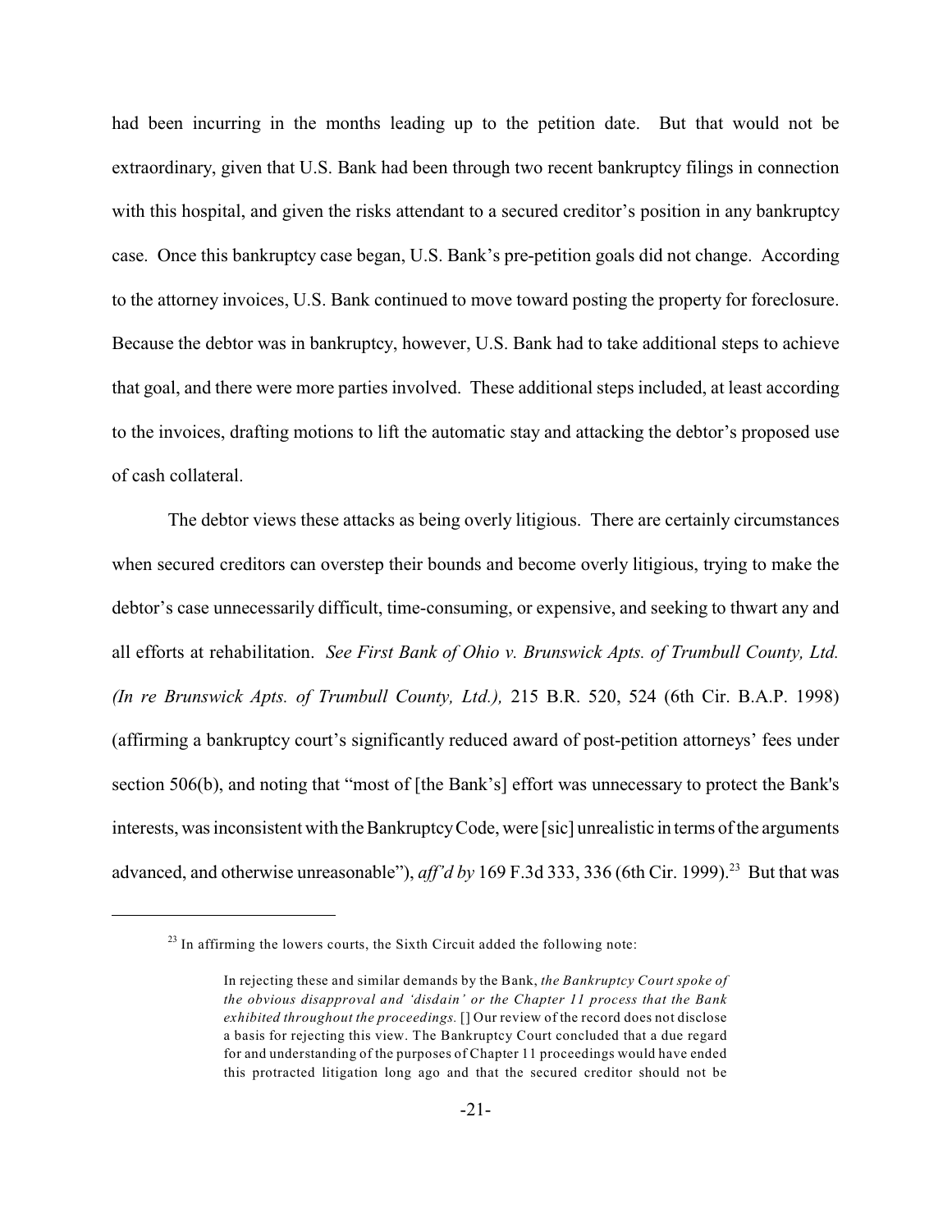had been incurring in the months leading up to the petition date. But that would not be extraordinary, given that U.S. Bank had been through two recent bankruptcy filings in connection with this hospital, and given the risks attendant to a secured creditor's position in any bankruptcy case. Once this bankruptcy case began, U.S. Bank's pre-petition goals did not change. According to the attorney invoices, U.S. Bank continued to move toward posting the property for foreclosure. Because the debtor was in bankruptcy, however, U.S. Bank had to take additional steps to achieve that goal, and there were more parties involved. These additional steps included, at least according to the invoices, drafting motions to lift the automatic stay and attacking the debtor's proposed use of cash collateral.

The debtor views these attacks as being overly litigious. There are certainly circumstances when secured creditors can overstep their bounds and become overly litigious, trying to make the debtor's case unnecessarily difficult, time-consuming, or expensive, and seeking to thwart any and all efforts at rehabilitation. *See First Bank of Ohio v. Brunswick Apts. of Trumbull County, Ltd. (In re Brunswick Apts. of Trumbull County, Ltd.),* 215 B.R. 520, 524 (6th Cir. B.A.P. 1998) (affirming a bankruptcy court's significantly reduced award of post-petition attorneys' fees under section 506(b), and noting that "most of [the Bank's] effort was unnecessary to protect the Bank's interests, was inconsistent with the Bankruptcy Code, were [sic] unrealistic in terms of the arguments advanced, and otherwise unreasonable"), *aff'd by* 169 F.3d 333, 336 (6th Cir. 1999).[23] But that was

[23] In affirming the lowers courts, the Sixth Circuit added the following note:

> In rejecting these and similar demands by the Bank, *the Bankruptcy Court spoke of the obvious disapproval and 'disdain' or the Chapter 11 process that the Bank exhibited throughout the proceedings.* [] Our review of the record does not disclose a basis for rejecting this view. The Bankruptcy Court concluded that a due regard for and understanding of the purposes of Chapter 11 proceedings would have ended this protracted litigation long ago and that the secured creditor should not be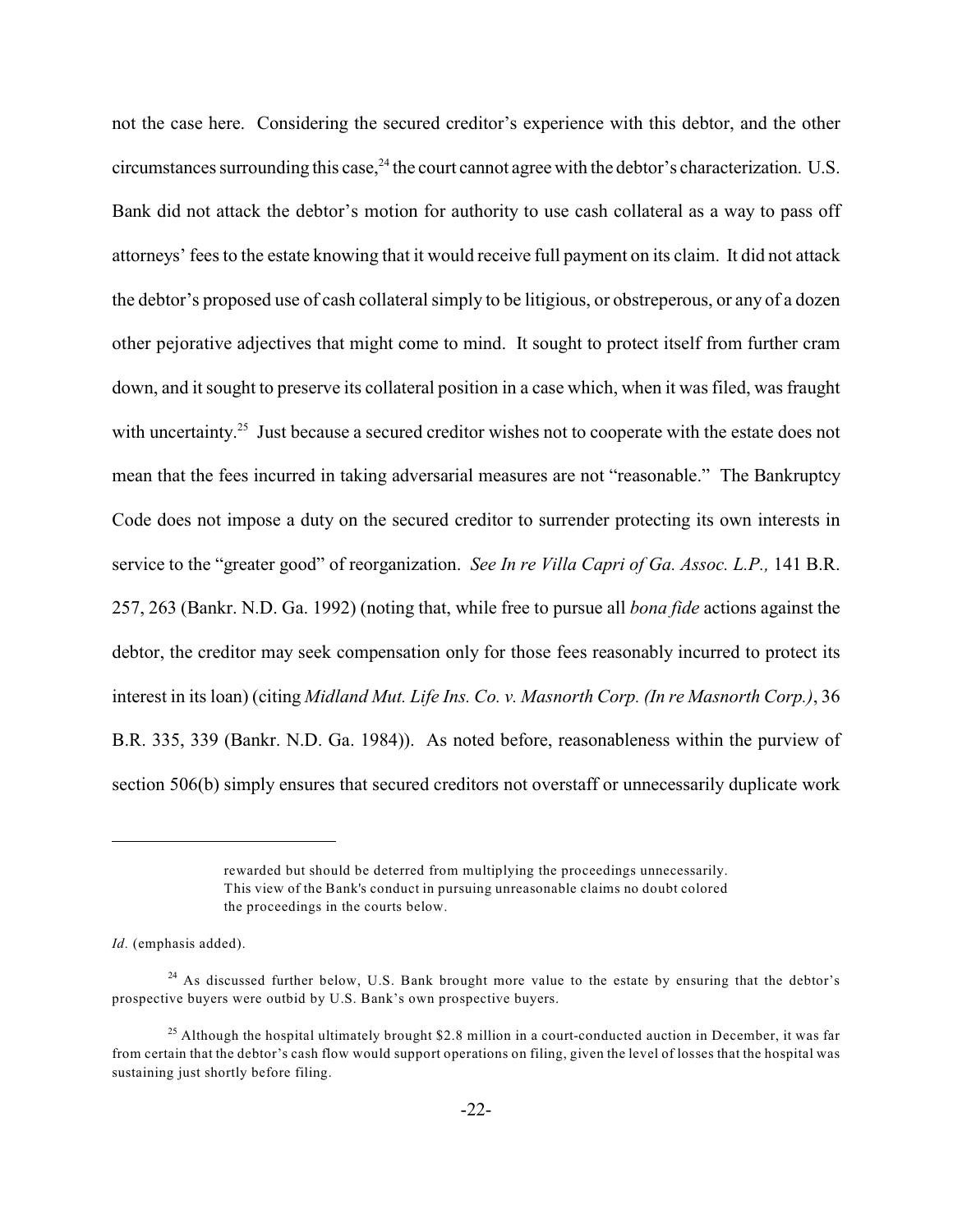not the case here. Considering the secured creditor's experience with this debtor, and the other circumstances surrounding this case,[24] the court cannot agree with the debtor's characterization. U.S. Bank did not attack the debtor's motion for authority to use cash collateral as a way to pass off attorneys' fees to the estate knowing that it would receive full payment on its claim. It did not attack the debtor's proposed use of cash collateral simply to be litigious, or obstreperous, or any of a dozen other pejorative adjectives that might come to mind. It sought to protect itself from further cram down, and it sought to preserve its collateral position in a case which, when it was filed, was fraught with uncertainty.[25] Just because a secured creditor wishes not to cooperate with the estate does not mean that the fees incurred in taking adversarial measures are not "reasonable." The Bankruptcy Code does not impose a duty on the secured creditor to surrender protecting its own interests in service to the "greater good" of reorganization. *See In re Villa Capri of Ga. Assoc. L.P.,* 141 B.R. 257, 263 (Bankr. N.D. Ga. 1992) (noting that, while free to pursue all *bona fide* actions against the debtor, the creditor may seek compensation only for those fees reasonably incurred to protect its interest in its loan) (citing *Midland Mut. Life Ins. Co. v. Masnorth Corp. (In re Masnorth Corp.)*, 36 B.R. 335, 339 (Bankr. N.D. Ga. 1984)). As noted before, reasonableness within the purview of section 506(b) simply ensures that secured creditors not overstaff or unnecessarily duplicate work

---

> rewarded but should be deterred from multiplying the proceedings unnecessarily. This view of the Bank's conduct in pursuing unreasonable claims no doubt colored the proceedings in the courts below.

*Id.* (emphasis added).

[24] As discussed further below, U.S. Bank brought more value to the estate by ensuring that the debtor's prospective buyers were outbid by U.S. Bank's own prospective buyers.

[25] Although the hospital ultimately brought $2.8 million in a court-conducted auction in December, it was far from certain that the debtor's cash flow would support operations on filing, given the level of losses that the hospital was sustaining just shortly before filing.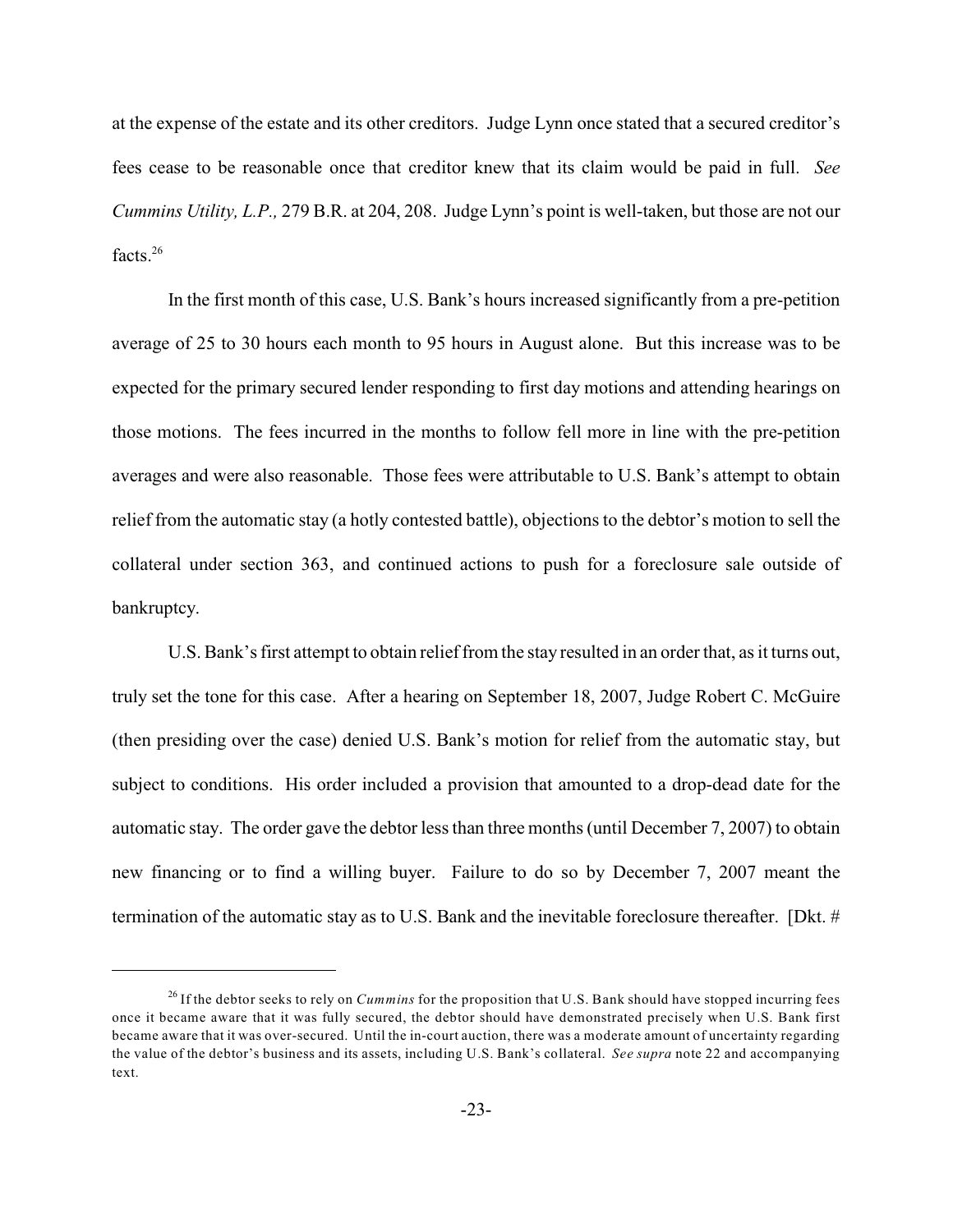at the expense of the estate and its other creditors. Judge Lynn once stated that a secured creditor's fees cease to be reasonable once that creditor knew that its claim would be paid in full. *See Cummins Utility, L.P.,* 279 B.R. at 204, 208. Judge Lynn's point is well-taken, but those are not our facts.[26]

In the first month of this case, U.S. Bank's hours increased significantly from a pre-petition average of 25 to 30 hours each month to 95 hours in August alone. But this increase was to be expected for the primary secured lender responding to first day motions and attending hearings on those motions. The fees incurred in the months to follow fell more in line with the pre-petition averages and were also reasonable. Those fees were attributable to U.S. Bank's attempt to obtain relief from the automatic stay (a hotly contested battle), objections to the debtor's motion to sell the collateral under section 363, and continued actions to push for a foreclosure sale outside of bankruptcy.

U.S. Bank's first attempt to obtain relief from the stay resulted in an order that, as it turns out, truly set the tone for this case. After a hearing on September 18, 2007, Judge Robert C. McGuire (then presiding over the case) denied U.S. Bank's motion for relief from the automatic stay, but subject to conditions. His order included a provision that amounted to a drop-dead date for the automatic stay. The order gave the debtor less than three months (until December 7, 2007) to obtain new financing or to find a willing buyer. Failure to do so by December 7, 2007 meant the termination of the automatic stay as to U.S. Bank and the inevitable foreclosure thereafter. [Dkt. #

---

[26] If the debtor seeks to rely on *Cummins* for the proposition that U.S. Bank should have stopped incurring fees once it became aware that it was fully secured, the debtor should have demonstrated precisely when U.S. Bank first became aware that it was over-secured. Until the in-court auction, there was a moderate amount of uncertainty regarding the value of the debtor's business and its assets, including U.S. Bank's collateral. *See supra* note 22 and accompanying text.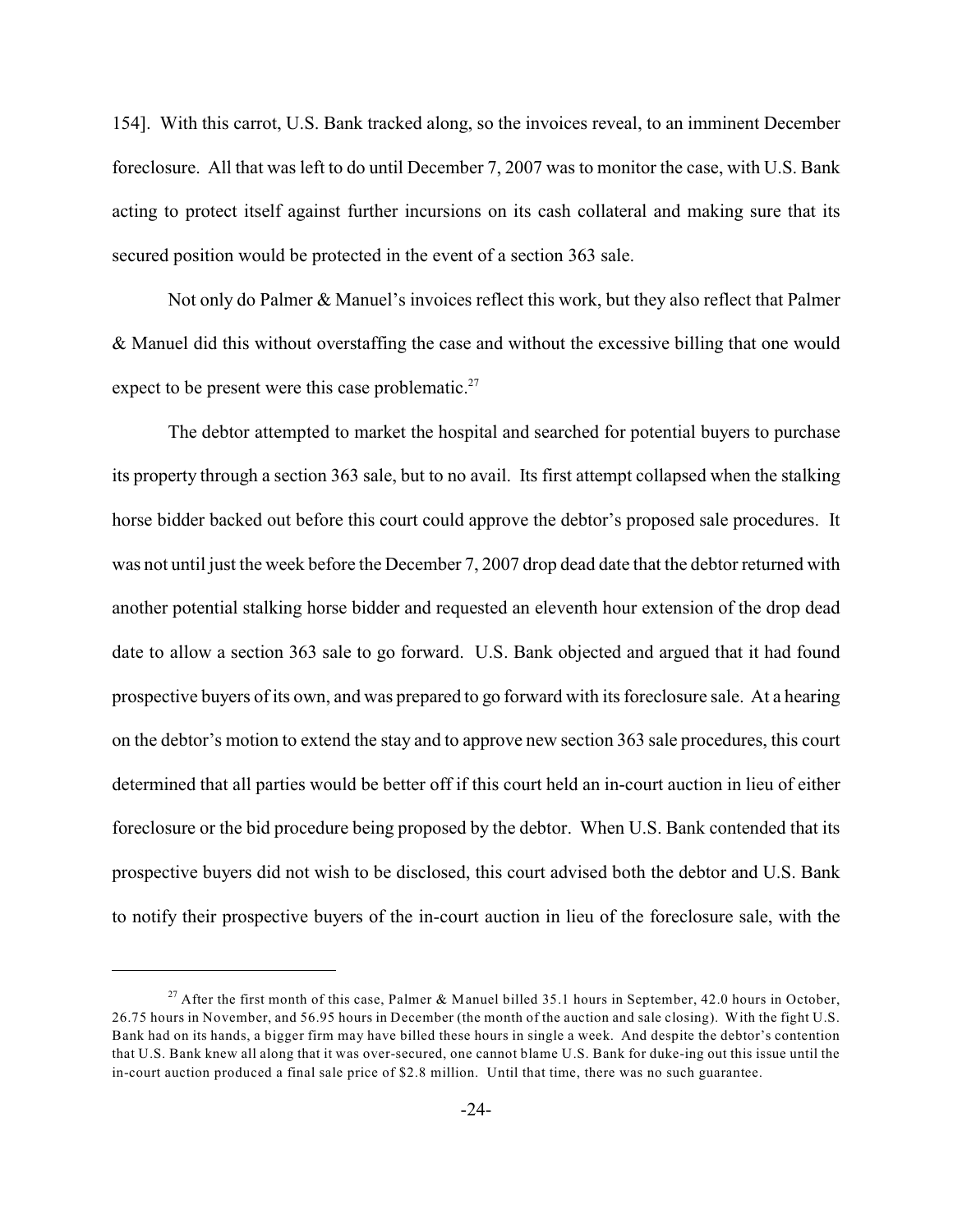154]. With this carrot, U.S. Bank tracked along, so the invoices reveal, to an imminent December foreclosure. All that was left to do until December 7, 2007 was to monitor the case, with U.S. Bank acting to protect itself against further incursions on its cash collateral and making sure that its secured position would be protected in the event of a section 363 sale.

Not only do Palmer & Manuel's invoices reflect this work, but they also reflect that Palmer & Manuel did this without overstaffing the case and without the excessive billing that one would expect to be present were this case problematic.[27]

The debtor attempted to market the hospital and searched for potential buyers to purchase its property through a section 363 sale, but to no avail. Its first attempt collapsed when the stalking horse bidder backed out before this court could approve the debtor's proposed sale procedures. It was not until just the week before the December 7, 2007 drop dead date that the debtor returned with another potential stalking horse bidder and requested an eleventh hour extension of the drop dead date to allow a section 363 sale to go forward. U.S. Bank objected and argued that it had found prospective buyers of its own, and was prepared to go forward with its foreclosure sale. At a hearing on the debtor's motion to extend the stay and to approve new section 363 sale procedures, this court determined that all parties would be better off if this court held an in-court auction in lieu of either foreclosure or the bid procedure being proposed by the debtor. When U.S. Bank contended that its prospective buyers did not wish to be disclosed, this court advised both the debtor and U.S. Bank to notify their prospective buyers of the in-court auction in lieu of the foreclosure sale, with the

---

[27] After the first month of this case, Palmer & Manuel billed 35.1 hours in September, 42.0 hours in October, 26.75 hours in November, and 56.95 hours in December (the month of the auction and sale closing). With the fight U.S. Bank had on its hands, a bigger firm may have billed these hours in single a week. And despite the debtor's contention that U.S. Bank knew all along that it was over-secured, one cannot blame U.S. Bank for duke-ing out this issue until the in-court auction produced a final sale price of $2.8 million. Until that time, there was no such guarantee.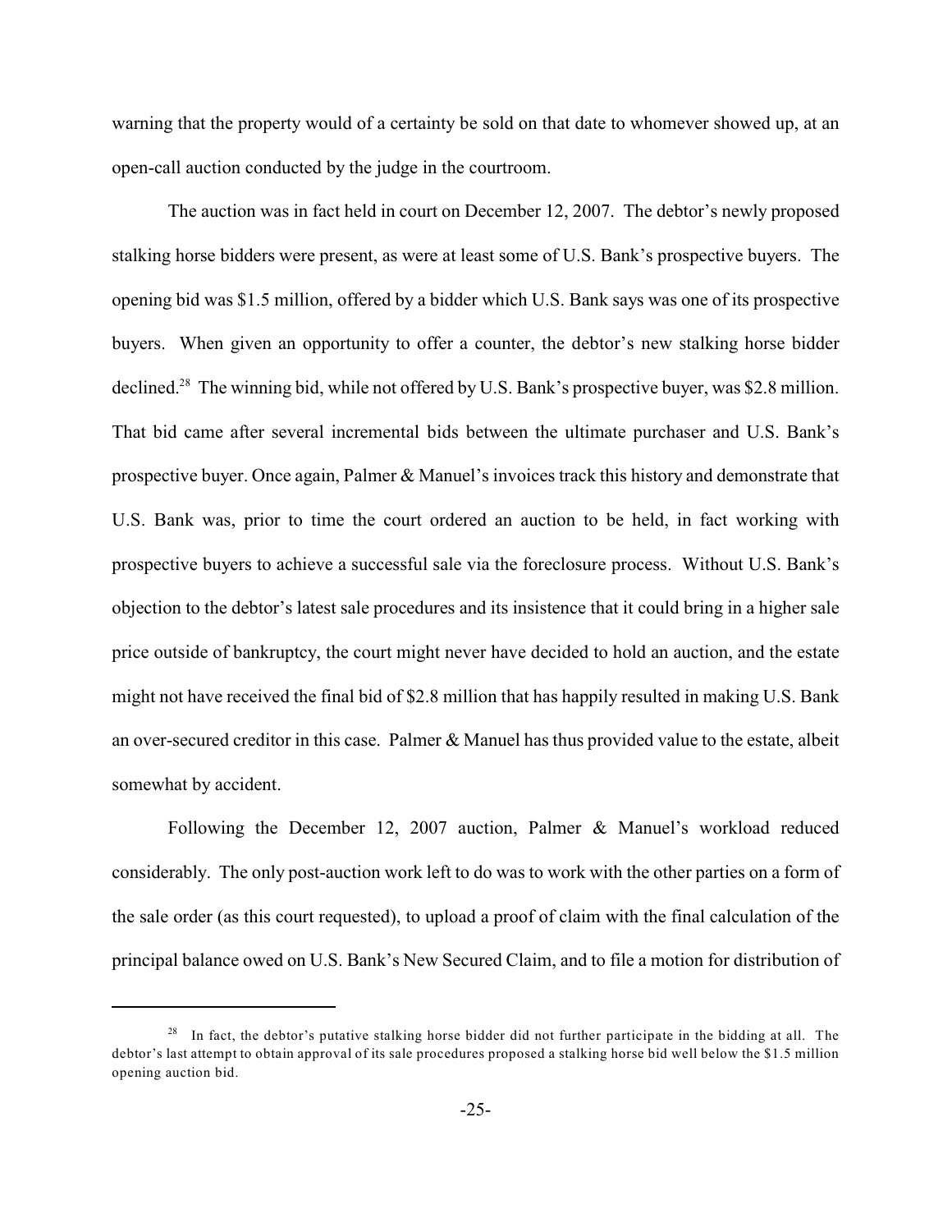warning that the property would of a certainty be sold on that date to whomever showed up, at an open-call auction conducted by the judge in the courtroom.

The auction was in fact held in court on December 12, 2007. The debtor's newly proposed stalking horse bidders were present, as were at least some of U.S. Bank's prospective buyers. The opening bid was $1.5 million, offered by a bidder which U.S. Bank says was one of its prospective buyers. When given an opportunity to offer a counter, the debtor's new stalking horse bidder declined.[28] The winning bid, while not offered by U.S. Bank's prospective buyer, was $2.8 million. That bid came after several incremental bids between the ultimate purchaser and U.S. Bank's prospective buyer. Once again, Palmer & Manuel's invoices track this history and demonstrate that U.S. Bank was, prior to time the court ordered an auction to be held, in fact working with prospective buyers to achieve a successful sale via the foreclosure process. Without U.S. Bank's objection to the debtor's latest sale procedures and its insistence that it could bring in a higher sale price outside of bankruptcy, the court might never have decided to hold an auction, and the estate might not have received the final bid of $2.8 million that has happily resulted in making U.S. Bank an over-secured creditor in this case. Palmer & Manuel has thus provided value to the estate, albeit somewhat by accident.

Following the December 12, 2007 auction, Palmer & Manuel's workload reduced considerably. The only post-auction work left to do was to work with the other parties on a form of the sale order (as this court requested), to upload a proof of claim with the final calculation of the principal balance owed on U.S. Bank's New Secured Claim, and to file a motion for distribution of

---

[28] In fact, the debtor's putative stalking horse bidder did not further participate in the bidding at all. The debtor's last attempt to obtain approval of its sale procedures proposed a stalking horse bid well below the $1.5 million opening auction bid.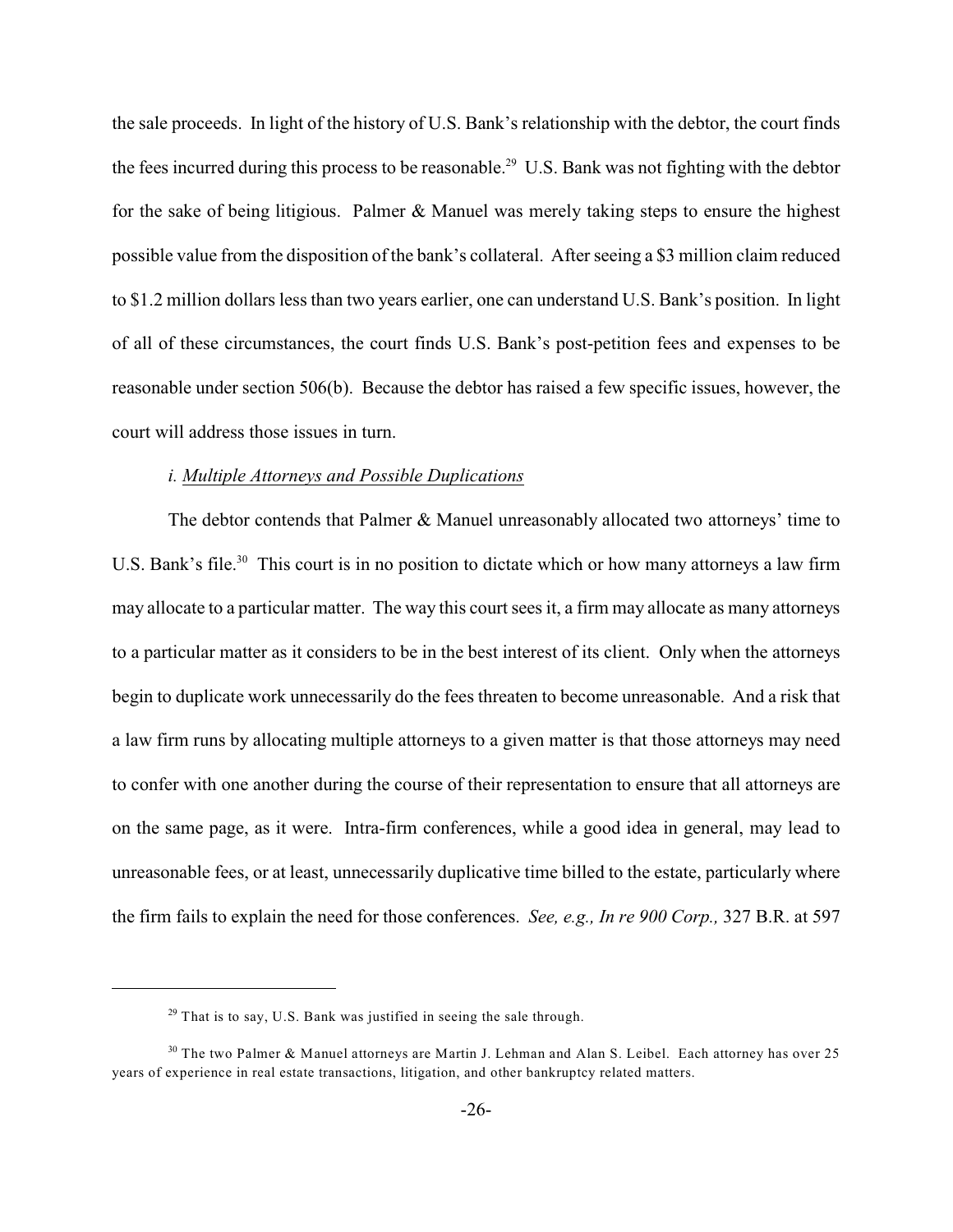the sale proceeds. In light of the history of U.S. Bank's relationship with the debtor, the court finds the fees incurred during this process to be reasonable.[29] U.S. Bank was not fighting with the debtor for the sake of being litigious. Palmer & Manuel was merely taking steps to ensure the highest possible value from the disposition of the bank's collateral. After seeing a $3 million claim reduced to $1.2 million dollars less than two years earlier, one can understand U.S. Bank's position. In light of all of these circumstances, the court finds U.S. Bank's post-petition fees and expenses to be reasonable under section 506(b). Because the debtor has raised a few specific issues, however, the court will address those issues in turn.

*i. Multiple Attorneys and Possible Duplications*

The debtor contends that Palmer & Manuel unreasonably allocated two attorneys' time to U.S. Bank's file.[30] This court is in no position to dictate which or how many attorneys a law firm may allocate to a particular matter. The way this court sees it, a firm may allocate as many attorneys to a particular matter as it considers to be in the best interest of its client. Only when the attorneys begin to duplicate work unnecessarily do the fees threaten to become unreasonable. And a risk that a law firm runs by allocating multiple attorneys to a given matter is that those attorneys may need to confer with one another during the course of their representation to ensure that all attorneys are on the same page, as it were. Intra-firm conferences, while a good idea in general, may lead to unreasonable fees, or at least, unnecessarily duplicative time billed to the estate, particularly where the firm fails to explain the need for those conferences. *See, e.g., In re 900 Corp.,* 327 B.R. at 597

---

[29] That is to say, U.S. Bank was justified in seeing the sale through.

[30] The two Palmer & Manuel attorneys are Martin J. Lehman and Alan S. Leibel. Each attorney has over 25 years of experience in real estate transactions, litigation, and other bankruptcy related matters.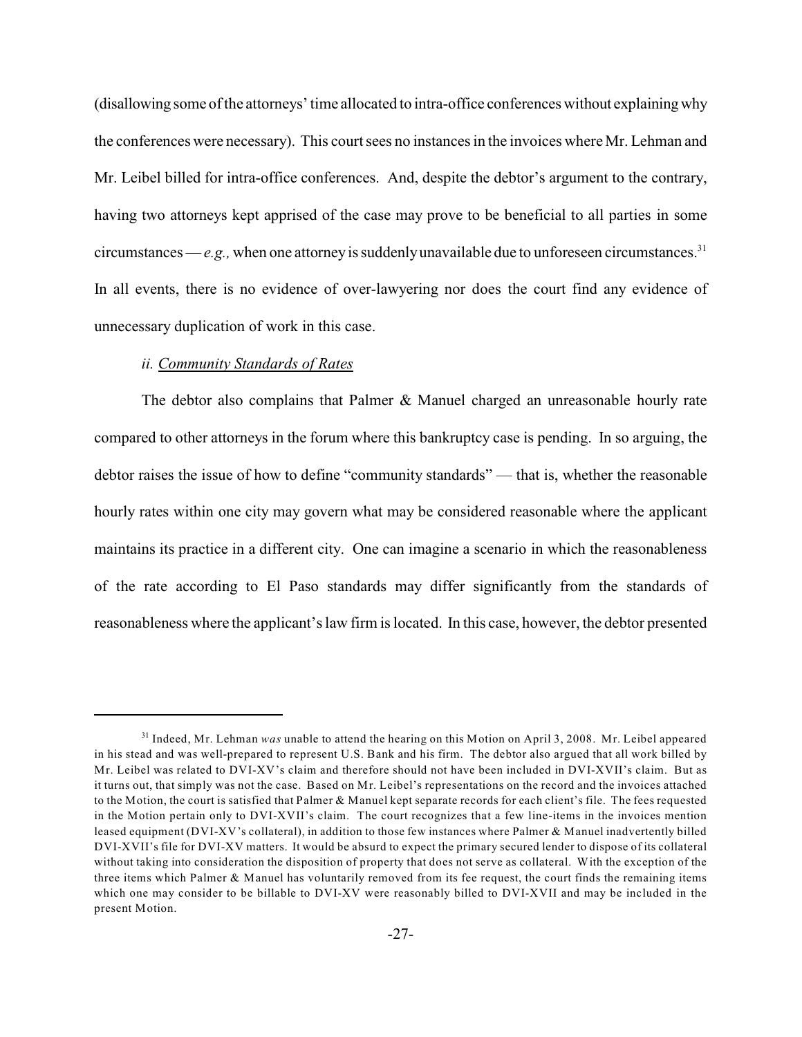(disallowing some of the attorneys' time allocated to intra-office conferences without explaining why the conferences were necessary). This court sees no instances in the invoices where Mr. Lehman and Mr. Leibel billed for intra-office conferences. And, despite the debtor's argument to the contrary, having two attorneys kept apprised of the case may prove to be beneficial to all parties in some circumstances — *e.g.,* when one attorney is suddenly unavailable due to unforeseen circumstances.[31] In all events, there is no evidence of over-lawyering nor does the court find any evidence of unnecessary duplication of work in this case.

*ii. Community Standards of Rates*

The debtor also complains that Palmer & Manuel charged an unreasonable hourly rate compared to other attorneys in the forum where this bankruptcy case is pending. In so arguing, the debtor raises the issue of how to define "community standards" — that is, whether the reasonable hourly rates within one city may govern what may be considered reasonable where the applicant maintains its practice in a different city. One can imagine a scenario in which the reasonableness of the rate according to El Paso standards may differ significantly from the standards of reasonableness where the applicant's law firm is located. In this case, however, the debtor presented

---

[31] Indeed, Mr. Lehman *was* unable to attend the hearing on this Motion on April 3, 2008. Mr. Leibel appeared in his stead and was well-prepared to represent U.S. Bank and his firm. The debtor also argued that all work billed by Mr. Leibel was related to DVI-XV's claim and therefore should not have been included in DVI-XVII's claim. But as it turns out, that simply was not the case. Based on Mr. Leibel's representations on the record and the invoices attached to the Motion, the court is satisfied that Palmer & Manuel kept separate records for each client's file. The fees requested in the Motion pertain only to DVI-XVII's claim. The court recognizes that a few line-items in the invoices mention leased equipment (DVI-XV's collateral), in addition to those few instances where Palmer & Manuel inadvertently billed DVI-XVII's file for DVI-XV matters. It would be absurd to expect the primary secured lender to dispose of its collateral without taking into consideration the disposition of property that does not serve as collateral. With the exception of the three items which Palmer & Manuel has voluntarily removed from its fee request, the court finds the remaining items which one may consider to be billable to DVI-XV were reasonably billed to DVI-XVII and may be included in the present Motion.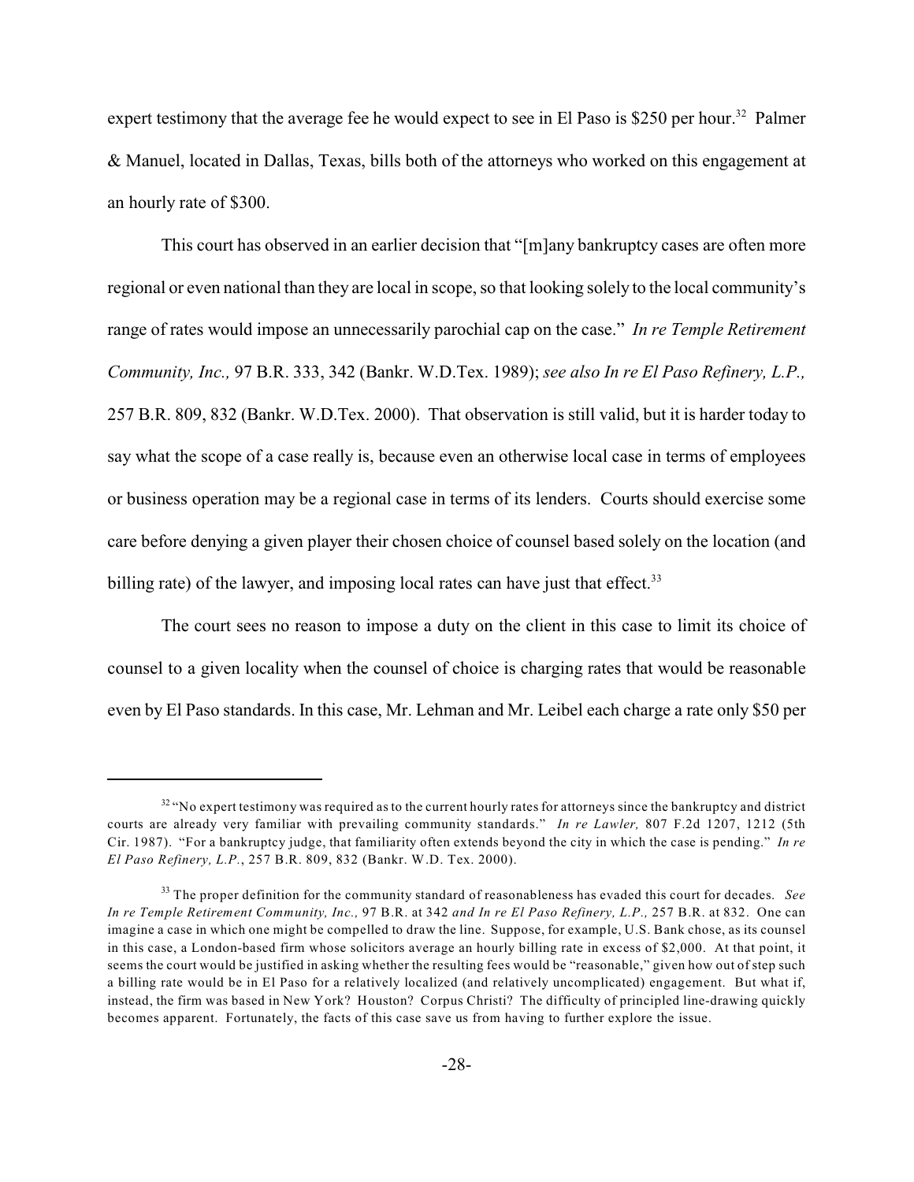expert testimony that the average fee he would expect to see in El Paso is $250 per hour.[32] Palmer & Manuel, located in Dallas, Texas, bills both of the attorneys who worked on this engagement at an hourly rate of $300.

This court has observed in an earlier decision that "[m]any bankruptcy cases are often more regional or even national than they are local in scope, so that looking solely to the local community's range of rates would impose an unnecessarily parochial cap on the case." *In re Temple Retirement Community, Inc.,* 97 B.R. 333, 342 (Bankr. W.D.Tex. 1989); *see also In re El Paso Refinery, L.P.,* 257 B.R. 809, 832 (Bankr. W.D.Tex. 2000). That observation is still valid, but it is harder today to say what the scope of a case really is, because even an otherwise local case in terms of employees or business operation may be a regional case in terms of its lenders. Courts should exercise some care before denying a given player their chosen choice of counsel based solely on the location (and billing rate) of the lawyer, and imposing local rates can have just that effect.[33]

The court sees no reason to impose a duty on the client in this case to limit its choice of counsel to a given locality when the counsel of choice is charging rates that would be reasonable even by El Paso standards. In this case, Mr. Lehman and Mr. Leibel each charge a rate only $50 per

---

[32] "No expert testimony was required as to the current hourly rates for attorneys since the bankruptcy and district courts are already very familiar with prevailing community standards." *In re Lawler,* 807 F.2d 1207, 1212 (5th Cir. 1987). "For a bankruptcy judge, that familiarity often extends beyond the city in which the case is pending." *In re El Paso Refinery, L.P.*, 257 B.R. 809, 832 (Bankr. W.D. Tex. 2000).

[33] The proper definition for the community standard of reasonableness has evaded this court for decades. *See In re Temple Retirement Community, Inc.,* 97 B.R. at 342 *and In re El Paso Refinery, L.P.,* 257 B.R. at 832. One can imagine a case in which one might be compelled to draw the line. Suppose, for example, U.S. Bank chose, as its counsel in this case, a London-based firm whose solicitors average an hourly billing rate in excess of $2,000. At that point, it seems the court would be justified in asking whether the resulting fees would be "reasonable," given how out of step such a billing rate would be in El Paso for a relatively localized (and relatively uncomplicated) engagement. But what if, instead, the firm was based in New York? Houston? Corpus Christi? The difficulty of principled line-drawing quickly becomes apparent. Fortunately, the facts of this case save us from having to further explore the issue.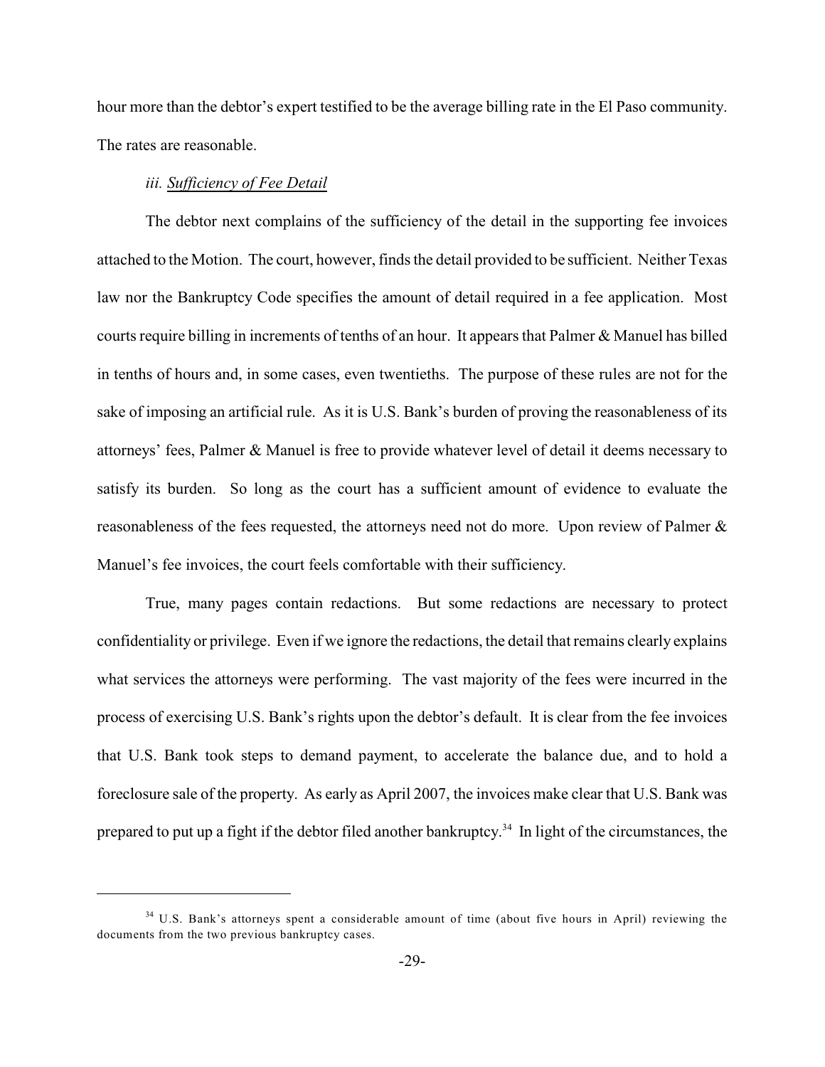hour more than the debtor's expert testified to be the average billing rate in the El Paso community. The rates are reasonable.

*iii. Sufficiency of Fee Detail*

The debtor next complains of the sufficiency of the detail in the supporting fee invoices attached to the Motion. The court, however, finds the detail provided to be sufficient. Neither Texas law nor the Bankruptcy Code specifies the amount of detail required in a fee application. Most courts require billing in increments of tenths of an hour. It appears that Palmer & Manuel has billed in tenths of hours and, in some cases, even twentieths. The purpose of these rules are not for the sake of imposing an artificial rule. As it is U.S. Bank's burden of proving the reasonableness of its attorneys' fees, Palmer & Manuel is free to provide whatever level of detail it deems necessary to satisfy its burden. So long as the court has a sufficient amount of evidence to evaluate the reasonableness of the fees requested, the attorneys need not do more. Upon review of Palmer & Manuel's fee invoices, the court feels comfortable with their sufficiency.

True, many pages contain redactions. But some redactions are necessary to protect confidentiality or privilege. Even if we ignore the redactions, the detail that remains clearly explains what services the attorneys were performing. The vast majority of the fees were incurred in the process of exercising U.S. Bank's rights upon the debtor's default. It is clear from the fee invoices that U.S. Bank took steps to demand payment, to accelerate the balance due, and to hold a foreclosure sale of the property. As early as April 2007, the invoices make clear that U.S. Bank was prepared to put up a fight if the debtor filed another bankruptcy.[34] In light of the circumstances, the

---

[34] U.S. Bank's attorneys spent a considerable amount of time (about five hours in April) reviewing the documents from the two previous bankruptcy cases.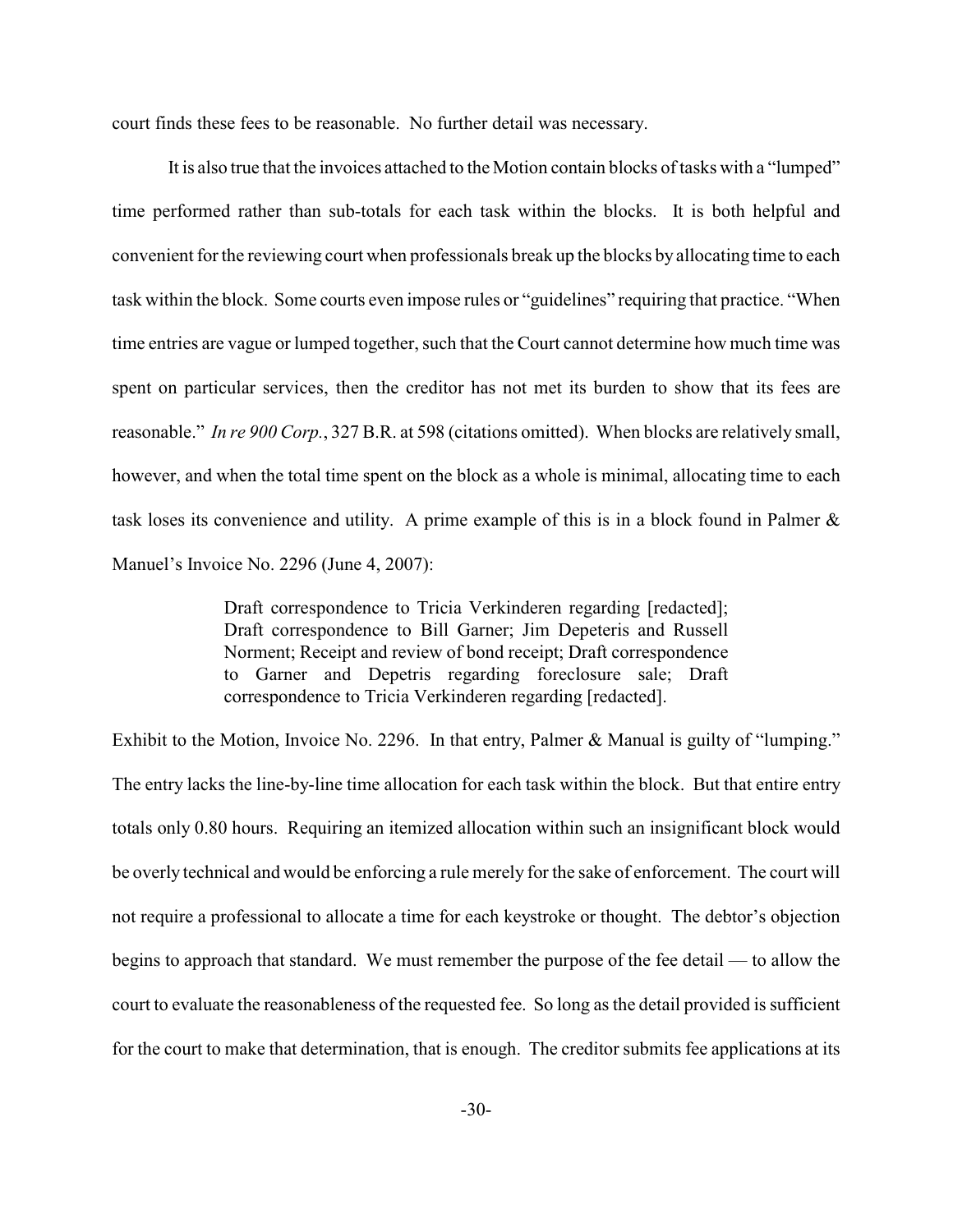court finds these fees to be reasonable. No further detail was necessary.

It is also true that the invoices attached to the Motion contain blocks of tasks with a "lumped" time performed rather than sub-totals for each task within the blocks. It is both helpful and convenient for the reviewing court when professionals break up the blocks by allocating time to each task within the block. Some courts even impose rules or "guidelines" requiring that practice. "When time entries are vague or lumped together, such that the Court cannot determine how much time was spent on particular services, then the creditor has not met its burden to show that its fees are reasonable." *In re 900 Corp.*, 327 B.R. at 598 (citations omitted). When blocks are relatively small, however, and when the total time spent on the block as a whole is minimal, allocating time to each task loses its convenience and utility. A prime example of this is in a block found in Palmer & Manuel's Invoice No. 2296 (June 4, 2007):

> Draft correspondence to Tricia Verkinderen regarding [redacted]; Draft correspondence to Bill Garner; Jim Depeteris and Russell Norment; Receipt and review of bond receipt; Draft correspondence to Garner and Depetris regarding foreclosure sale; Draft correspondence to Tricia Verkinderen regarding [redacted].

Exhibit to the Motion, Invoice No. 2296. In that entry, Palmer & Manual is guilty of "lumping." The entry lacks the line-by-line time allocation for each task within the block. But that entire entry totals only 0.80 hours. Requiring an itemized allocation within such an insignificant block would be overly technical and would be enforcing a rule merely for the sake of enforcement. The court will not require a professional to allocate a time for each keystroke or thought. The debtor's objection begins to approach that standard. We must remember the purpose of the fee detail — to allow the court to evaluate the reasonableness of the requested fee. So long as the detail provided is sufficient for the court to make that determination, that is enough. The creditor submits fee applications at its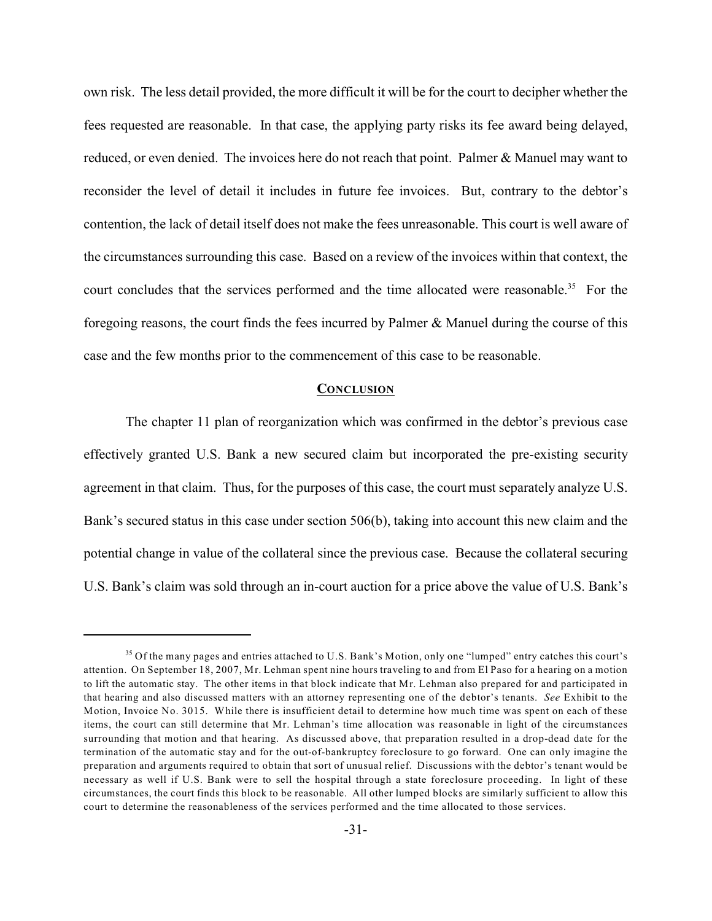own risk. The less detail provided, the more difficult it will be for the court to decipher whether the fees requested are reasonable. In that case, the applying party risks its fee award being delayed, reduced, or even denied. The invoices here do not reach that point. Palmer & Manuel may want to reconsider the level of detail it includes in future fee invoices. But, contrary to the debtor's contention, the lack of detail itself does not make the fees unreasonable. This court is well aware of the circumstances surrounding this case. Based on a review of the invoices within that context, the court concludes that the services performed and the time allocated were reasonable.[35] For the foregoing reasons, the court finds the fees incurred by Palmer & Manuel during the course of this case and the few months prior to the commencement of this case to be reasonable.

## CONCLUSION

The chapter 11 plan of reorganization which was confirmed in the debtor's previous case effectively granted U.S. Bank a new secured claim but incorporated the pre-existing security agreement in that claim. Thus, for the purposes of this case, the court must separately analyze U.S. Bank's secured status in this case under section 506(b), taking into account this new claim and the potential change in value of the collateral since the previous case. Because the collateral securing U.S. Bank's claim was sold through an in-court auction for a price above the value of U.S. Bank's

---

[35] Of the many pages and entries attached to U.S. Bank's Motion, only one "lumped" entry catches this court's attention. On September 18, 2007, Mr. Lehman spent nine hours traveling to and from El Paso for a hearing on a motion to lift the automatic stay. The other items in that block indicate that Mr. Lehman also prepared for and participated in that hearing and also discussed matters with an attorney representing one of the debtor's tenants. *See* Exhibit to the Motion, Invoice No. 3015. While there is insufficient detail to determine how much time was spent on each of these items, the court can still determine that Mr. Lehman's time allocation was reasonable in light of the circumstances surrounding that motion and that hearing. As discussed above, that preparation resulted in a drop-dead date for the termination of the automatic stay and for the out-of-bankruptcy foreclosure to go forward. One can only imagine the preparation and arguments required to obtain that sort of unusual relief. Discussions with the debtor's tenant would be necessary as well if U.S. Bank were to sell the hospital through a state foreclosure proceeding. In light of these circumstances, the court finds this block to be reasonable. All other lumped blocks are similarly sufficient to allow this court to determine the reasonableness of the services performed and the time allocated to those services.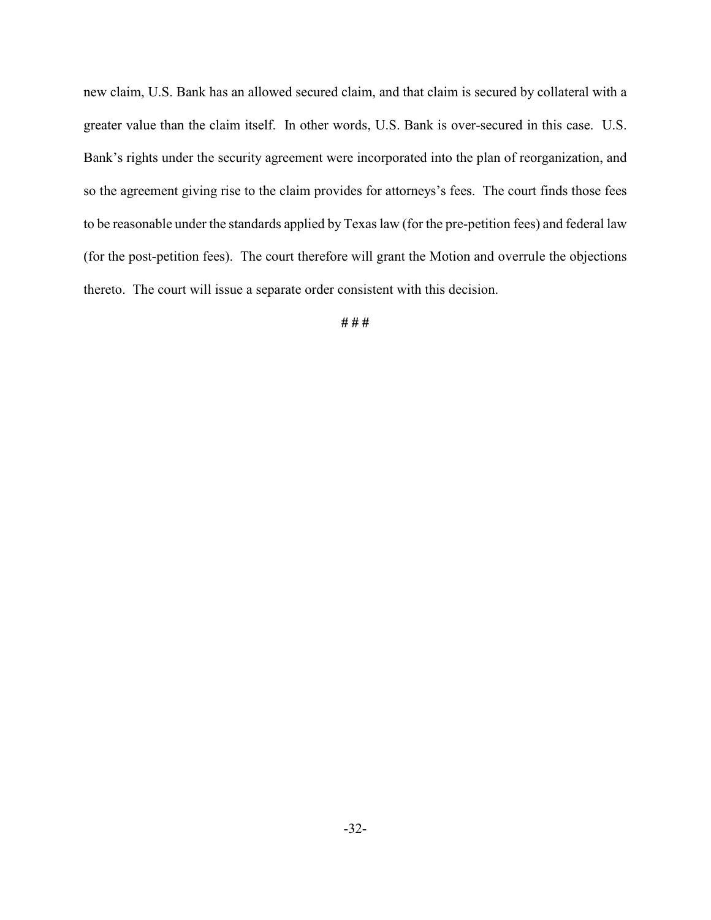new claim, U.S. Bank has an allowed secured claim, and that claim is secured by collateral with a greater value than the claim itself. In other words, U.S. Bank is over-secured in this case. U.S. Bank's rights under the security agreement were incorporated into the plan of reorganization, and so the agreement giving rise to the claim provides for attorneys's fees. The court finds those fees to be reasonable under the standards applied by Texas law (for the pre-petition fees) and federal law (for the post-petition fees). The court therefore will grant the Motion and overrule the objections thereto. The court will issue a separate order consistent with this decision.

# # #